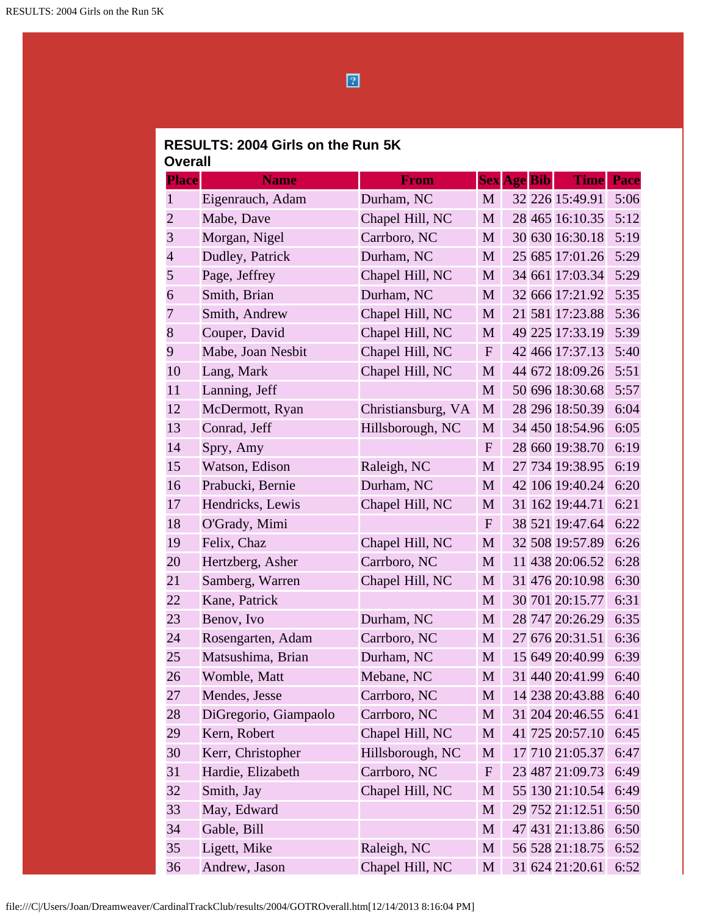## RESULTS: 2004 Girls on the Run 5K
### Overall

| Place | Name | From | Sex | Age | Bib | Time | Pace |
|---|---|---|---|---|---|---|---|
| 1 | Eigenrauch, Adam | Durham, NC | M | 32 | 226 | 15:49.91 | 5:06 |
| 2 | Mabe, Dave | Chapel Hill, NC | M | 28 | 465 | 16:10.35 | 5:12 |
| 3 | Morgan, Nigel | Carrboro, NC | M | 30 | 630 | 16:30.18 | 5:19 |
| 4 | Dudley, Patrick | Durham, NC | M | 25 | 685 | 17:01.26 | 5:29 |
| 5 | Page, Jeffrey | Chapel Hill, NC | M | 34 | 661 | 17:03.34 | 5:29 |
| 6 | Smith, Brian | Durham, NC | M | 32 | 666 | 17:21.92 | 5:35 |
| 7 | Smith, Andrew | Chapel Hill, NC | M | 21 | 581 | 17:23.88 | 5:36 |
| 8 | Couper, David | Chapel Hill, NC | M | 49 | 225 | 17:33.19 | 5:39 |
| 9 | Mabe, Joan Nesbit | Chapel Hill, NC | F | 42 | 466 | 17:37.13 | 5:40 |
| 10 | Lang, Mark | Chapel Hill, NC | M | 44 | 672 | 18:09.26 | 5:51 |
| 11 | Lanning, Jeff | | M | 50 | 696 | 18:30.68 | 5:57 |
| 12 | McDermott, Ryan | Christiansburg, VA | M | 28 | 296 | 18:50.39 | 6:04 |
| 13 | Conrad, Jeff | Hillsborough, NC | M | 34 | 450 | 18:54.96 | 6:05 |
| 14 | Spry, Amy | | F | 28 | 660 | 19:38.70 | 6:19 |
| 15 | Watson, Edison | Raleigh, NC | M | 27 | 734 | 19:38.95 | 6:19 |
| 16 | Prabucki, Bernie | Durham, NC | M | 42 | 106 | 19:40.24 | 6:20 |
| 17 | Hendricks, Lewis | Chapel Hill, NC | M | 31 | 162 | 19:44.71 | 6:21 |
| 18 | O'Grady, Mimi | | F | 38 | 521 | 19:47.64 | 6:22 |
| 19 | Felix, Chaz | Chapel Hill, NC | M | 32 | 508 | 19:57.89 | 6:26 |
| 20 | Hertzberg, Asher | Carrboro, NC | M | 11 | 438 | 20:06.52 | 6:28 |
| 21 | Samberg, Warren | Chapel Hill, NC | M | 31 | 476 | 20:10.98 | 6:30 |
| 22 | Kane, Patrick | | M | 30 | 701 | 20:15.77 | 6:31 |
| 23 | Benov, Ivo | Durham, NC | M | 28 | 747 | 20:26.29 | 6:35 |
| 24 | Rosengarten, Adam | Carrboro, NC | M | 27 | 676 | 20:31.51 | 6:36 |
| 25 | Matsushima, Brian | Durham, NC | M | 15 | 649 | 20:40.99 | 6:39 |
| 26 | Womble, Matt | Mebane, NC | M | 31 | 440 | 20:41.99 | 6:40 |
| 27 | Mendes, Jesse | Carrboro, NC | M | 14 | 238 | 20:43.88 | 6:40 |
| 28 | DiGregorio, Giampaolo | Carrboro, NC | M | 31 | 204 | 20:46.55 | 6:41 |
| 29 | Kern, Robert | Chapel Hill, NC | M | 41 | 725 | 20:57.10 | 6:45 |
| 30 | Kerr, Christopher | Hillsborough, NC | M | 17 | 710 | 21:05.37 | 6:47 |
| 31 | Hardie, Elizabeth | Carrboro, NC | F | 23 | 487 | 21:09.73 | 6:49 |
| 32 | Smith, Jay | Chapel Hill, NC | M | 55 | 130 | 21:10.54 | 6:49 |
| 33 | May, Edward | | M | 29 | 752 | 21:12.51 | 6:50 |
| 34 | Gable, Bill | | M | 47 | 431 | 21:13.86 | 6:50 |
| 35 | Ligett, Mike | Raleigh, NC | M | 56 | 528 | 21:18.75 | 6:52 |
| 36 | Andrew, Jason | Chapel Hill, NC | M | 31 | 624 | 21:20.61 | 6:52 |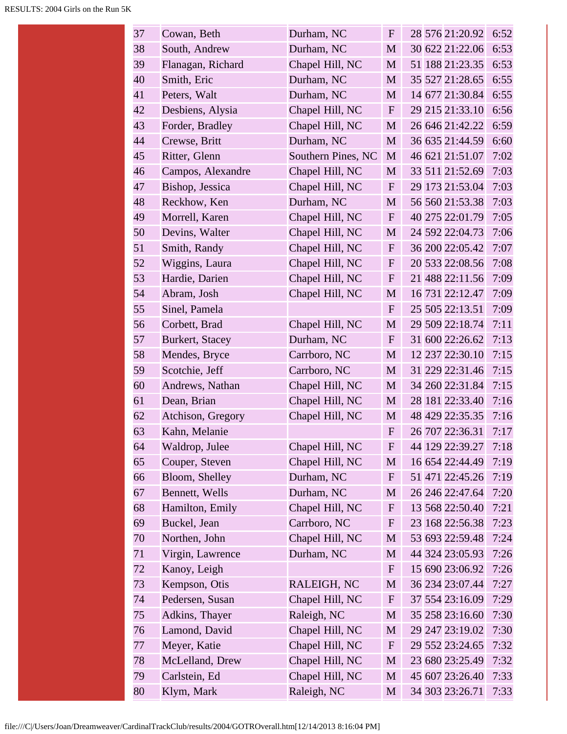| | | | | | | | |
|---|---|---|---|---|---|---|---|
| 37 | Cowan, Beth | Durham, NC | F | 28 | 576 | 21:20.92 | 6:52 |
| 38 | South, Andrew | Durham, NC | M | 30 | 622 | 21:22.06 | 6:53 |
| 39 | Flanagan, Richard | Chapel Hill, NC | M | 51 | 188 | 21:23.35 | 6:53 |
| 40 | Smith, Eric | Durham, NC | M | 35 | 527 | 21:28.65 | 6:55 |
| 41 | Peters, Walt | Durham, NC | M | 14 | 677 | 21:30.84 | 6:55 |
| 42 | Desbiens, Alysia | Chapel Hill, NC | F | 29 | 215 | 21:33.10 | 6:56 |
| 43 | Forder, Bradley | Chapel Hill, NC | M | 26 | 646 | 21:42.22 | 6:59 |
| 44 | Crewse, Britt | Durham, NC | M | 36 | 635 | 21:44.59 | 6:60 |
| 45 | Ritter, Glenn | Southern Pines, NC | M | 46 | 621 | 21:51.07 | 7:02 |
| 46 | Campos, Alexandre | Chapel Hill, NC | M | 33 | 511 | 21:52.69 | 7:03 |
| 47 | Bishop, Jessica | Chapel Hill, NC | F | 29 | 173 | 21:53.04 | 7:03 |
| 48 | Reckhow, Ken | Durham, NC | M | 56 | 560 | 21:53.38 | 7:03 |
| 49 | Morrell, Karen | Chapel Hill, NC | F | 40 | 275 | 22:01.79 | 7:05 |
| 50 | Devins, Walter | Chapel Hill, NC | M | 24 | 592 | 22:04.73 | 7:06 |
| 51 | Smith, Randy | Chapel Hill, NC | F | 36 | 200 | 22:05.42 | 7:07 |
| 52 | Wiggins, Laura | Chapel Hill, NC | F | 20 | 533 | 22:08.56 | 7:08 |
| 53 | Hardie, Darien | Chapel Hill, NC | F | 21 | 488 | 22:11.56 | 7:09 |
| 54 | Abram, Josh | Chapel Hill, NC | M | 16 | 731 | 22:12.47 | 7:09 |
| 55 | Sinel, Pamela | | F | 25 | 505 | 22:13.51 | 7:09 |
| 56 | Corbett, Brad | Chapel Hill, NC | M | 29 | 509 | 22:18.74 | 7:11 |
| 57 | Burkert, Stacey | Durham, NC | F | 31 | 600 | 22:26.62 | 7:13 |
| 58 | Mendes, Bryce | Carrboro, NC | M | 12 | 237 | 22:30.10 | 7:15 |
| 59 | Scotchie, Jeff | Carrboro, NC | M | 31 | 229 | 22:31.46 | 7:15 |
| 60 | Andrews, Nathan | Chapel Hill, NC | M | 34 | 260 | 22:31.84 | 7:15 |
| 61 | Dean, Brian | Chapel Hill, NC | M | 28 | 181 | 22:33.40 | 7:16 |
| 62 | Atchison, Gregory | Chapel Hill, NC | M | 48 | 429 | 22:35.35 | 7:16 |
| 63 | Kahn, Melanie | | F | 26 | 707 | 22:36.31 | 7:17 |
| 64 | Waldrop, Julee | Chapel Hill, NC | F | 44 | 129 | 22:39.27 | 7:18 |
| 65 | Couper, Steven | Chapel Hill, NC | M | 16 | 654 | 22:44.49 | 7:19 |
| 66 | Bloom, Shelley | Durham, NC | F | 51 | 471 | 22:45.26 | 7:19 |
| 67 | Bennett, Wells | Durham, NC | M | 26 | 246 | 22:47.64 | 7:20 |
| 68 | Hamilton, Emily | Chapel Hill, NC | F | 13 | 568 | 22:50.40 | 7:21 |
| 69 | Buckel, Jean | Carrboro, NC | F | 23 | 168 | 22:56.38 | 7:23 |
| 70 | Northen, John | Chapel Hill, NC | M | 53 | 693 | 22:59.48 | 7:24 |
| 71 | Virgin, Lawrence | Durham, NC | M | 44 | 324 | 23:05.93 | 7:26 |
| 72 | Kanoy, Leigh | | F | 15 | 690 | 23:06.92 | 7:26 |
| 73 | Kempson, Otis | RALEIGH, NC | M | 36 | 234 | 23:07.44 | 7:27 |
| 74 | Pedersen, Susan | Chapel Hill, NC | F | 37 | 554 | 23:16.09 | 7:29 |
| 75 | Adkins, Thayer | Raleigh, NC | M | 35 | 258 | 23:16.60 | 7:30 |
| 76 | Lamond, David | Chapel Hill, NC | M | 29 | 247 | 23:19.02 | 7:30 |
| 77 | Meyer, Katie | Chapel Hill, NC | F | 29 | 552 | 23:24.65 | 7:32 |
| 78 | McLelland, Drew | Chapel Hill, NC | M | 23 | 680 | 23:25.49 | 7:32 |
| 79 | Carlstein, Ed | Chapel Hill, NC | M | 45 | 607 | 23:26.40 | 7:33 |
| 80 | Klym, Mark | Raleigh, NC | M | 34 | 303 | 23:26.71 | 7:33 |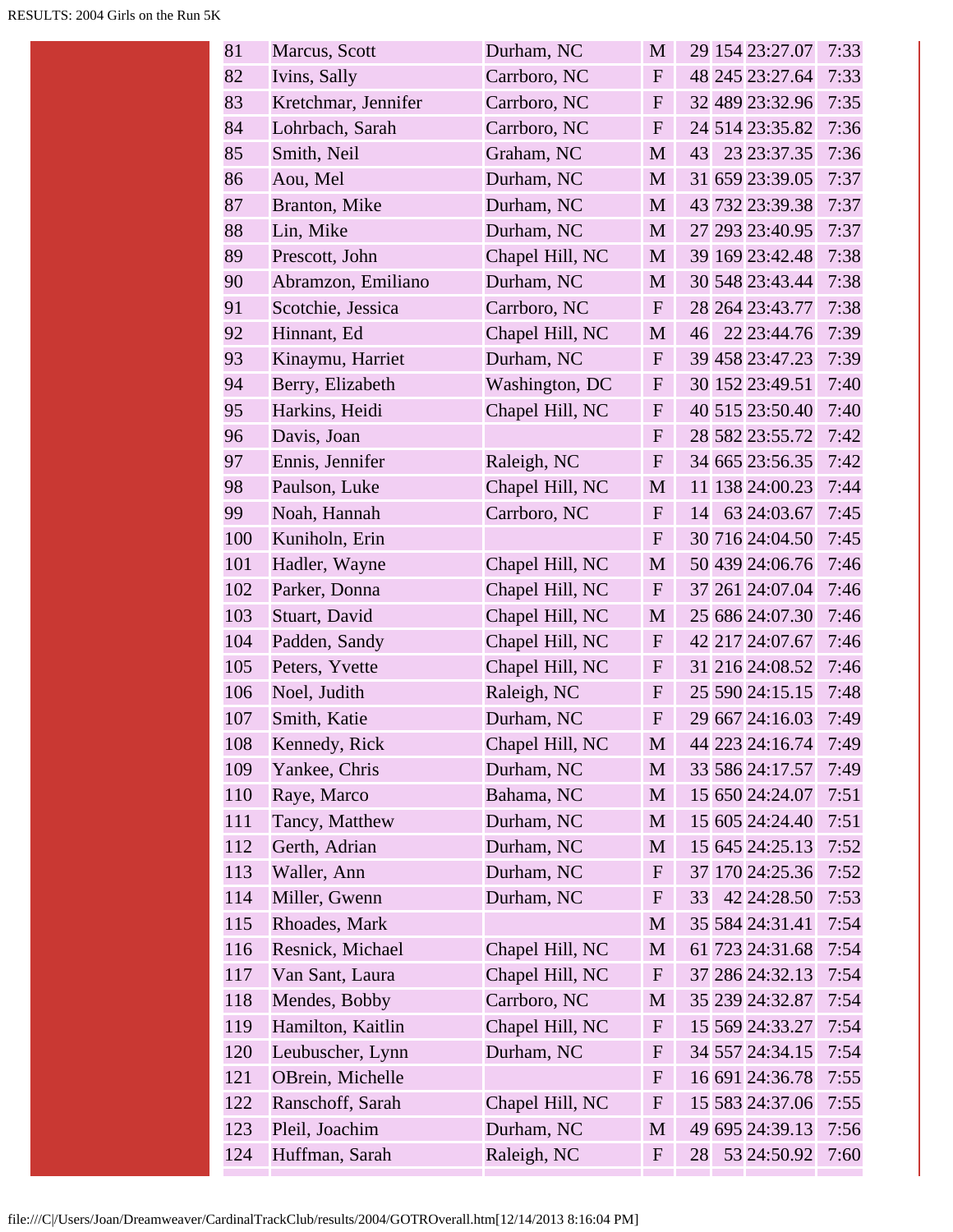| | | | | | | | |
|---|---|---|---|---|---|---|---|
| 81 | Marcus, Scott | Durham, NC | M | 29 | 154 | 23:27.07 | 7:33 |
| 82 | Ivins, Sally | Carrboro, NC | F | 48 | 245 | 23:27.64 | 7:33 |
| 83 | Kretchmar, Jennifer | Carrboro, NC | F | 32 | 489 | 23:32.96 | 7:35 |
| 84 | Lohrbach, Sarah | Carrboro, NC | F | 24 | 514 | 23:35.82 | 7:36 |
| 85 | Smith, Neil | Graham, NC | M | 43 | 23 | 23:37.35 | 7:36 |
| 86 | Aou, Mel | Durham, NC | M | 31 | 659 | 23:39.05 | 7:37 |
| 87 | Branton, Mike | Durham, NC | M | 43 | 732 | 23:39.38 | 7:37 |
| 88 | Lin, Mike | Durham, NC | M | 27 | 293 | 23:40.95 | 7:37 |
| 89 | Prescott, John | Chapel Hill, NC | M | 39 | 169 | 23:42.48 | 7:38 |
| 90 | Abramzon, Emiliano | Durham, NC | M | 30 | 548 | 23:43.44 | 7:38 |
| 91 | Scotchie, Jessica | Carrboro, NC | F | 28 | 264 | 23:43.77 | 7:38 |
| 92 | Hinnant, Ed | Chapel Hill, NC | M | 46 | 22 | 23:44.76 | 7:39 |
| 93 | Kinaymu, Harriet | Durham, NC | F | 39 | 458 | 23:47.23 | 7:39 |
| 94 | Berry, Elizabeth | Washington, DC | F | 30 | 152 | 23:49.51 | 7:40 |
| 95 | Harkins, Heidi | Chapel Hill, NC | F | 40 | 515 | 23:50.40 | 7:40 |
| 96 | Davis, Joan | | F | 28 | 582 | 23:55.72 | 7:42 |
| 97 | Ennis, Jennifer | Raleigh, NC | F | 34 | 665 | 23:56.35 | 7:42 |
| 98 | Paulson, Luke | Chapel Hill, NC | M | 11 | 138 | 24:00.23 | 7:44 |
| 99 | Noah, Hannah | Carrboro, NC | F | 14 | 63 | 24:03.67 | 7:45 |
| 100 | Kuniholn, Erin | | F | 30 | 716 | 24:04.50 | 7:45 |
| 101 | Hadler, Wayne | Chapel Hill, NC | M | 50 | 439 | 24:06.76 | 7:46 |
| 102 | Parker, Donna | Chapel Hill, NC | F | 37 | 261 | 24:07.04 | 7:46 |
| 103 | Stuart, David | Chapel Hill, NC | M | 25 | 686 | 24:07.30 | 7:46 |
| 104 | Padden, Sandy | Chapel Hill, NC | F | 42 | 217 | 24:07.67 | 7:46 |
| 105 | Peters, Yvette | Chapel Hill, NC | F | 31 | 216 | 24:08.52 | 7:46 |
| 106 | Noel, Judith | Raleigh, NC | F | 25 | 590 | 24:15.15 | 7:48 |
| 107 | Smith, Katie | Durham, NC | F | 29 | 667 | 24:16.03 | 7:49 |
| 108 | Kennedy, Rick | Chapel Hill, NC | M | 44 | 223 | 24:16.74 | 7:49 |
| 109 | Yankee, Chris | Durham, NC | M | 33 | 586 | 24:17.57 | 7:49 |
| 110 | Raye, Marco | Bahama, NC | M | 15 | 650 | 24:24.07 | 7:51 |
| 111 | Tancy, Matthew | Durham, NC | M | 15 | 605 | 24:24.40 | 7:51 |
| 112 | Gerth, Adrian | Durham, NC | M | 15 | 645 | 24:25.13 | 7:52 |
| 113 | Waller, Ann | Durham, NC | F | 37 | 170 | 24:25.36 | 7:52 |
| 114 | Miller, Gwenn | Durham, NC | F | 33 | 42 | 24:28.50 | 7:53 |
| 115 | Rhoades, Mark | | M | 35 | 584 | 24:31.41 | 7:54 |
| 116 | Resnick, Michael | Chapel Hill, NC | M | 61 | 723 | 24:31.68 | 7:54 |
| 117 | Van Sant, Laura | Chapel Hill, NC | F | 37 | 286 | 24:32.13 | 7:54 |
| 118 | Mendes, Bobby | Carrboro, NC | M | 35 | 239 | 24:32.87 | 7:54 |
| 119 | Hamilton, Kaitlin | Chapel Hill, NC | F | 15 | 569 | 24:33.27 | 7:54 |
| 120 | Leubuscher, Lynn | Durham, NC | F | 34 | 557 | 24:34.15 | 7:54 |
| 121 | OBrein, Michelle | | F | 16 | 691 | 24:36.78 | 7:55 |
| 122 | Ranschoff, Sarah | Chapel Hill, NC | F | 15 | 583 | 24:37.06 | 7:55 |
| 123 | Pleil, Joachim | Durham, NC | M | 49 | 695 | 24:39.13 | 7:56 |
| 124 | Huffman, Sarah | Raleigh, NC | F | 28 | 53 | 24:50.92 | 7:60 |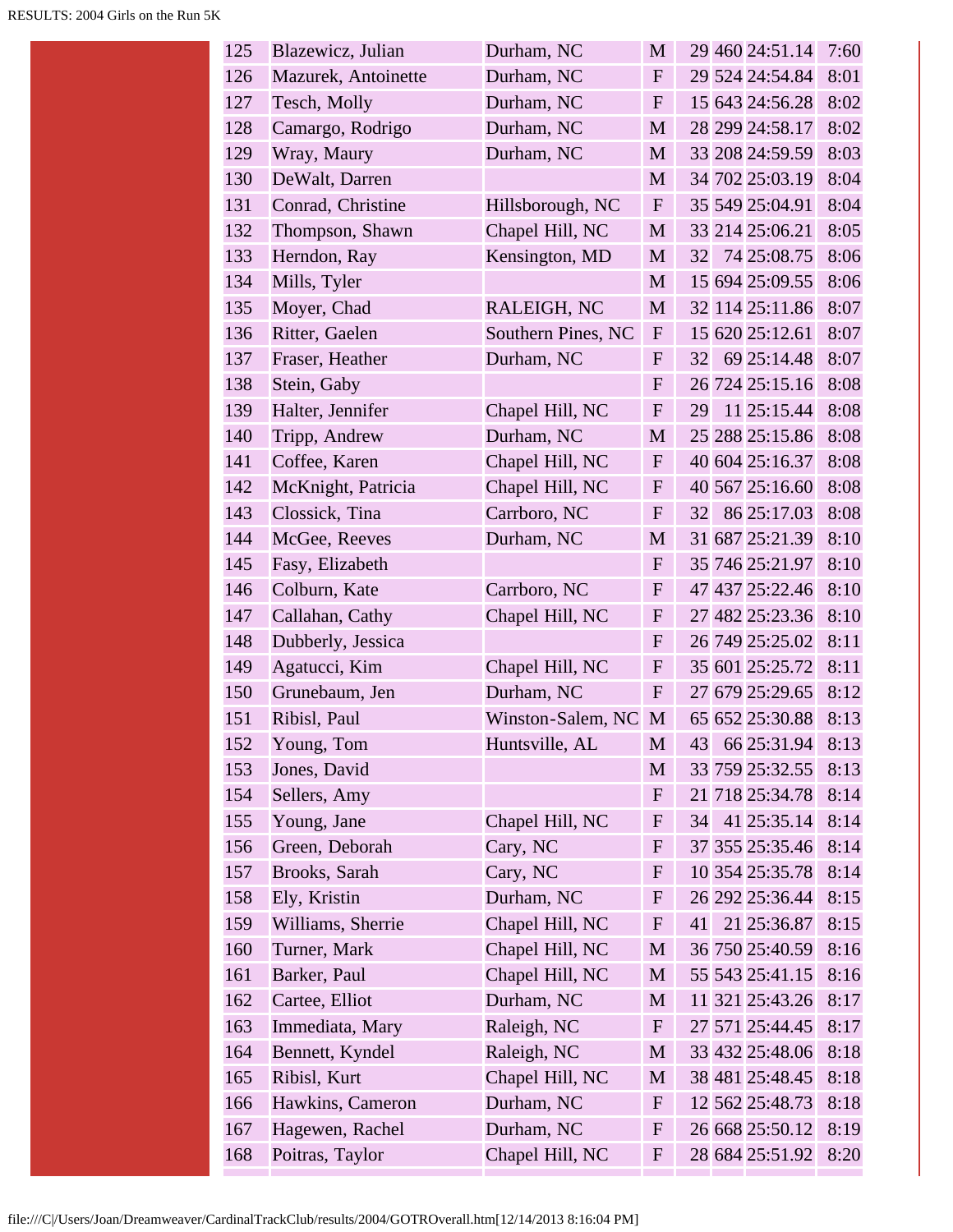| | | | | | | | |
|---|---|---|---|---|---|---|---|
| 125 | Blazewicz, Julian | Durham, NC | M | 29 | 460 | 24:51.14 | 7:60 |
| 126 | Mazurek, Antoinette | Durham, NC | F | 29 | 524 | 24:54.84 | 8:01 |
| 127 | Tesch, Molly | Durham, NC | F | 15 | 643 | 24:56.28 | 8:02 |
| 128 | Camargo, Rodrigo | Durham, NC | M | 28 | 299 | 24:58.17 | 8:02 |
| 129 | Wray, Maury | Durham, NC | M | 33 | 208 | 24:59.59 | 8:03 |
| 130 | DeWalt, Darren | | M | 34 | 702 | 25:03.19 | 8:04 |
| 131 | Conrad, Christine | Hillsborough, NC | F | 35 | 549 | 25:04.91 | 8:04 |
| 132 | Thompson, Shawn | Chapel Hill, NC | M | 33 | 214 | 25:06.21 | 8:05 |
| 133 | Herndon, Ray | Kensington, MD | M | 32 | 74 | 25:08.75 | 8:06 |
| 134 | Mills, Tyler | | M | 15 | 694 | 25:09.55 | 8:06 |
| 135 | Moyer, Chad | RALEIGH, NC | M | 32 | 114 | 25:11.86 | 8:07 |
| 136 | Ritter, Gaelen | Southern Pines, NC | F | 15 | 620 | 25:12.61 | 8:07 |
| 137 | Fraser, Heather | Durham, NC | F | 32 | 69 | 25:14.48 | 8:07 |
| 138 | Stein, Gaby | | F | 26 | 724 | 25:15.16 | 8:08 |
| 139 | Halter, Jennifer | Chapel Hill, NC | F | 29 | 11 | 25:15.44 | 8:08 |
| 140 | Tripp, Andrew | Durham, NC | M | 25 | 288 | 25:15.86 | 8:08 |
| 141 | Coffee, Karen | Chapel Hill, NC | F | 40 | 604 | 25:16.37 | 8:08 |
| 142 | McKnight, Patricia | Chapel Hill, NC | F | 40 | 567 | 25:16.60 | 8:08 |
| 143 | Clossick, Tina | Carrboro, NC | F | 32 | 86 | 25:17.03 | 8:08 |
| 144 | McGee, Reeves | Durham, NC | M | 31 | 687 | 25:21.39 | 8:10 |
| 145 | Fasy, Elizabeth | | F | 35 | 746 | 25:21.97 | 8:10 |
| 146 | Colburn, Kate | Carrboro, NC | F | 47 | 437 | 25:22.46 | 8:10 |
| 147 | Callahan, Cathy | Chapel Hill, NC | F | 27 | 482 | 25:23.36 | 8:10 |
| 148 | Dubberly, Jessica | | F | 26 | 749 | 25:25.02 | 8:11 |
| 149 | Agatucci, Kim | Chapel Hill, NC | F | 35 | 601 | 25:25.72 | 8:11 |
| 150 | Grunebaum, Jen | Durham, NC | F | 27 | 679 | 25:29.65 | 8:12 |
| 151 | Ribisl, Paul | Winston-Salem, NC | M | 65 | 652 | 25:30.88 | 8:13 |
| 152 | Young, Tom | Huntsville, AL | M | 43 | 66 | 25:31.94 | 8:13 |
| 153 | Jones, David | | M | 33 | 759 | 25:32.55 | 8:13 |
| 154 | Sellers, Amy | | F | 21 | 718 | 25:34.78 | 8:14 |
| 155 | Young, Jane | Chapel Hill, NC | F | 34 | 41 | 25:35.14 | 8:14 |
| 156 | Green, Deborah | Cary, NC | F | 37 | 355 | 25:35.46 | 8:14 |
| 157 | Brooks, Sarah | Cary, NC | F | 10 | 354 | 25:35.78 | 8:14 |
| 158 | Ely, Kristin | Durham, NC | F | 26 | 292 | 25:36.44 | 8:15 |
| 159 | Williams, Sherrie | Chapel Hill, NC | F | 41 | 21 | 25:36.87 | 8:15 |
| 160 | Turner, Mark | Chapel Hill, NC | M | 36 | 750 | 25:40.59 | 8:16 |
| 161 | Barker, Paul | Chapel Hill, NC | M | 55 | 543 | 25:41.15 | 8:16 |
| 162 | Cartee, Elliot | Durham, NC | M | 11 | 321 | 25:43.26 | 8:17 |
| 163 | Immediata, Mary | Raleigh, NC | F | 27 | 571 | 25:44.45 | 8:17 |
| 164 | Bennett, Kyndel | Raleigh, NC | M | 33 | 432 | 25:48.06 | 8:18 |
| 165 | Ribisl, Kurt | Chapel Hill, NC | M | 38 | 481 | 25:48.45 | 8:18 |
| 166 | Hawkins, Cameron | Durham, NC | F | 12 | 562 | 25:48.73 | 8:18 |
| 167 | Hagewen, Rachel | Durham, NC | F | 26 | 668 | 25:50.12 | 8:19 |
| 168 | Poitras, Taylor | Chapel Hill, NC | F | 28 | 684 | 25:51.92 | 8:20 |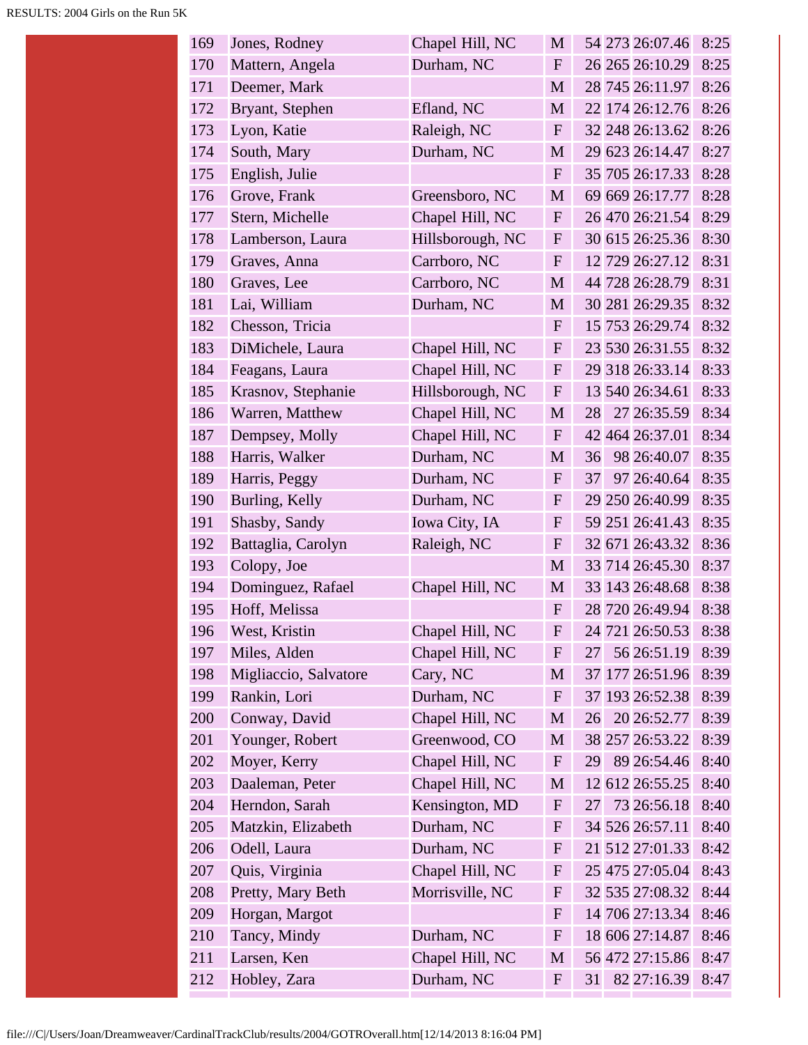| | | | | | | | |
|---|---|---|---|---|---|---|---|
| 169 | Jones, Rodney | Chapel Hill, NC | M | 54 | 273 | 26:07.46 | 8:25 |
| 170 | Mattern, Angela | Durham, NC | F | 26 | 265 | 26:10.29 | 8:25 |
| 171 | Deemer, Mark | | M | 28 | 745 | 26:11.97 | 8:26 |
| 172 | Bryant, Stephen | Efland, NC | M | 22 | 174 | 26:12.76 | 8:26 |
| 173 | Lyon, Katie | Raleigh, NC | F | 32 | 248 | 26:13.62 | 8:26 |
| 174 | South, Mary | Durham, NC | M | 29 | 623 | 26:14.47 | 8:27 |
| 175 | English, Julie | | F | 35 | 705 | 26:17.33 | 8:28 |
| 176 | Grove, Frank | Greensboro, NC | M | 69 | 669 | 26:17.77 | 8:28 |
| 177 | Stern, Michelle | Chapel Hill, NC | F | 26 | 470 | 26:21.54 | 8:29 |
| 178 | Lamberson, Laura | Hillsborough, NC | F | 30 | 615 | 26:25.36 | 8:30 |
| 179 | Graves, Anna | Carrboro, NC | F | 12 | 729 | 26:27.12 | 8:31 |
| 180 | Graves, Lee | Carrboro, NC | M | 44 | 728 | 26:28.79 | 8:31 |
| 181 | Lai, William | Durham, NC | M | 30 | 281 | 26:29.35 | 8:32 |
| 182 | Chesson, Tricia | | F | 15 | 753 | 26:29.74 | 8:32 |
| 183 | DiMichele, Laura | Chapel Hill, NC | F | 23 | 530 | 26:31.55 | 8:32 |
| 184 | Feagans, Laura | Chapel Hill, NC | F | 29 | 318 | 26:33.14 | 8:33 |
| 185 | Krasnov, Stephanie | Hillsborough, NC | F | 13 | 540 | 26:34.61 | 8:33 |
| 186 | Warren, Matthew | Chapel Hill, NC | M | 28 | 27 | 26:35.59 | 8:34 |
| 187 | Dempsey, Molly | Chapel Hill, NC | F | 42 | 464 | 26:37.01 | 8:34 |
| 188 | Harris, Walker | Durham, NC | M | 36 | 98 | 26:40.07 | 8:35 |
| 189 | Harris, Peggy | Durham, NC | F | 37 | 97 | 26:40.64 | 8:35 |
| 190 | Burling, Kelly | Durham, NC | F | 29 | 250 | 26:40.99 | 8:35 |
| 191 | Shasby, Sandy | Iowa City, IA | F | 59 | 251 | 26:41.43 | 8:35 |
| 192 | Battaglia, Carolyn | Raleigh, NC | F | 32 | 671 | 26:43.32 | 8:36 |
| 193 | Colopy, Joe | | M | 33 | 714 | 26:45.30 | 8:37 |
| 194 | Dominguez, Rafael | Chapel Hill, NC | M | 33 | 143 | 26:48.68 | 8:38 |
| 195 | Hoff, Melissa | | F | 28 | 720 | 26:49.94 | 8:38 |
| 196 | West, Kristin | Chapel Hill, NC | F | 24 | 721 | 26:50.53 | 8:38 |
| 197 | Miles, Alden | Chapel Hill, NC | F | 27 | 56 | 26:51.19 | 8:39 |
| 198 | Migliaccio, Salvatore | Cary, NC | M | 37 | 177 | 26:51.96 | 8:39 |
| 199 | Rankin, Lori | Durham, NC | F | 37 | 193 | 26:52.38 | 8:39 |
| 200 | Conway, David | Chapel Hill, NC | M | 26 | 20 | 26:52.77 | 8:39 |
| 201 | Younger, Robert | Greenwood, CO | M | 38 | 257 | 26:53.22 | 8:39 |
| 202 | Moyer, Kerry | Chapel Hill, NC | F | 29 | 89 | 26:54.46 | 8:40 |
| 203 | Daaleman, Peter | Chapel Hill, NC | M | 12 | 612 | 26:55.25 | 8:40 |
| 204 | Herndon, Sarah | Kensington, MD | F | 27 | 73 | 26:56.18 | 8:40 |
| 205 | Matzkin, Elizabeth | Durham, NC | F | 34 | 526 | 26:57.11 | 8:40 |
| 206 | Odell, Laura | Durham, NC | F | 21 | 512 | 27:01.33 | 8:42 |
| 207 | Quis, Virginia | Chapel Hill, NC | F | 25 | 475 | 27:05.04 | 8:43 |
| 208 | Pretty, Mary Beth | Morrisville, NC | F | 32 | 535 | 27:08.32 | 8:44 |
| 209 | Horgan, Margot | | F | 14 | 706 | 27:13.34 | 8:46 |
| 210 | Tancy, Mindy | Durham, NC | F | 18 | 606 | 27:14.87 | 8:46 |
| 211 | Larsen, Ken | Chapel Hill, NC | M | 56 | 472 | 27:15.86 | 8:47 |
| 212 | Hobley, Zara | Durham, NC | F | 31 | 82 | 27:16.39 | 8:47 |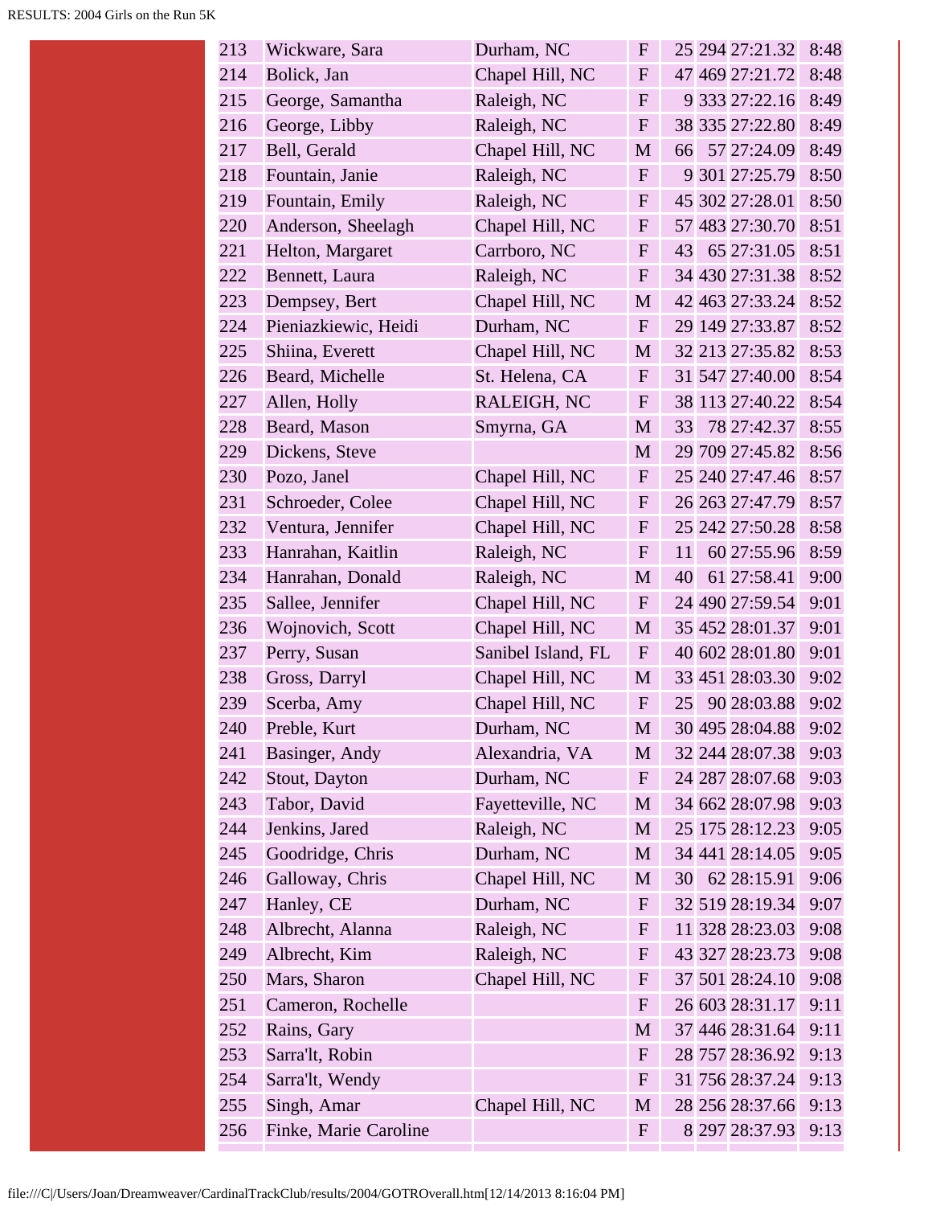| | | | | | | | |
|---|---|---|---|---|---|---|---|
| 213 | Wickware, Sara | Durham, NC | F | 25 | 294 | 27:21.32 | 8:48 |
| 214 | Bolick, Jan | Chapel Hill, NC | F | 47 | 469 | 27:21.72 | 8:48 |
| 215 | George, Samantha | Raleigh, NC | F | 9 | 333 | 27:22.16 | 8:49 |
| 216 | George, Libby | Raleigh, NC | F | 38 | 335 | 27:22.80 | 8:49 |
| 217 | Bell, Gerald | Chapel Hill, NC | M | 66 | 57 | 27:24.09 | 8:49 |
| 218 | Fountain, Janie | Raleigh, NC | F | 9 | 301 | 27:25.79 | 8:50 |
| 219 | Fountain, Emily | Raleigh, NC | F | 45 | 302 | 27:28.01 | 8:50 |
| 220 | Anderson, Sheelagh | Chapel Hill, NC | F | 57 | 483 | 27:30.70 | 8:51 |
| 221 | Helton, Margaret | Carrboro, NC | F | 43 | 65 | 27:31.05 | 8:51 |
| 222 | Bennett, Laura | Raleigh, NC | F | 34 | 430 | 27:31.38 | 8:52 |
| 223 | Dempsey, Bert | Chapel Hill, NC | M | 42 | 463 | 27:33.24 | 8:52 |
| 224 | Pieniazkiewic, Heidi | Durham, NC | F | 29 | 149 | 27:33.87 | 8:52 |
| 225 | Shiina, Everett | Chapel Hill, NC | M | 32 | 213 | 27:35.82 | 8:53 |
| 226 | Beard, Michelle | St. Helena, CA | F | 31 | 547 | 27:40.00 | 8:54 |
| 227 | Allen, Holly | RALEIGH, NC | F | 38 | 113 | 27:40.22 | 8:54 |
| 228 | Beard, Mason | Smyrna, GA | M | 33 | 78 | 27:42.37 | 8:55 |
| 229 | Dickens, Steve | | M | 29 | 709 | 27:45.82 | 8:56 |
| 230 | Pozo, Janel | Chapel Hill, NC | F | 25 | 240 | 27:47.46 | 8:57 |
| 231 | Schroeder, Colee | Chapel Hill, NC | F | 26 | 263 | 27:47.79 | 8:57 |
| 232 | Ventura, Jennifer | Chapel Hill, NC | F | 25 | 242 | 27:50.28 | 8:58 |
| 233 | Hanrahan, Kaitlin | Raleigh, NC | F | 11 | 60 | 27:55.96 | 8:59 |
| 234 | Hanrahan, Donald | Raleigh, NC | M | 40 | 61 | 27:58.41 | 9:00 |
| 235 | Sallee, Jennifer | Chapel Hill, NC | F | 24 | 490 | 27:59.54 | 9:01 |
| 236 | Wojnovich, Scott | Chapel Hill, NC | M | 35 | 452 | 28:01.37 | 9:01 |
| 237 | Perry, Susan | Sanibel Island, FL | F | 40 | 602 | 28:01.80 | 9:01 |
| 238 | Gross, Darryl | Chapel Hill, NC | M | 33 | 451 | 28:03.30 | 9:02 |
| 239 | Scerba, Amy | Chapel Hill, NC | F | 25 | 90 | 28:03.88 | 9:02 |
| 240 | Preble, Kurt | Durham, NC | M | 30 | 495 | 28:04.88 | 9:02 |
| 241 | Basinger, Andy | Alexandria, VA | M | 32 | 244 | 28:07.38 | 9:03 |
| 242 | Stout, Dayton | Durham, NC | F | 24 | 287 | 28:07.68 | 9:03 |
| 243 | Tabor, David | Fayetteville, NC | M | 34 | 662 | 28:07.98 | 9:03 |
| 244 | Jenkins, Jared | Raleigh, NC | M | 25 | 175 | 28:12.23 | 9:05 |
| 245 | Goodridge, Chris | Durham, NC | M | 34 | 441 | 28:14.05 | 9:05 |
| 246 | Galloway, Chris | Chapel Hill, NC | M | 30 | 62 | 28:15.91 | 9:06 |
| 247 | Hanley, CE | Durham, NC | F | 32 | 519 | 28:19.34 | 9:07 |
| 248 | Albrecht, Alanna | Raleigh, NC | F | 11 | 328 | 28:23.03 | 9:08 |
| 249 | Albrecht, Kim | Raleigh, NC | F | 43 | 327 | 28:23.73 | 9:08 |
| 250 | Mars, Sharon | Chapel Hill, NC | F | 37 | 501 | 28:24.10 | 9:08 |
| 251 | Cameron, Rochelle | | F | 26 | 603 | 28:31.17 | 9:11 |
| 252 | Rains, Gary | | M | 37 | 446 | 28:31.64 | 9:11 |
| 253 | Sarra'lt, Robin | | F | 28 | 757 | 28:36.92 | 9:13 |
| 254 | Sarra'lt, Wendy | | F | 31 | 756 | 28:37.24 | 9:13 |
| 255 | Singh, Amar | Chapel Hill, NC | M | 28 | 256 | 28:37.66 | 9:13 |
| 256 | Finke, Marie Caroline | | F | 8 | 297 | 28:37.93 | 9:13 |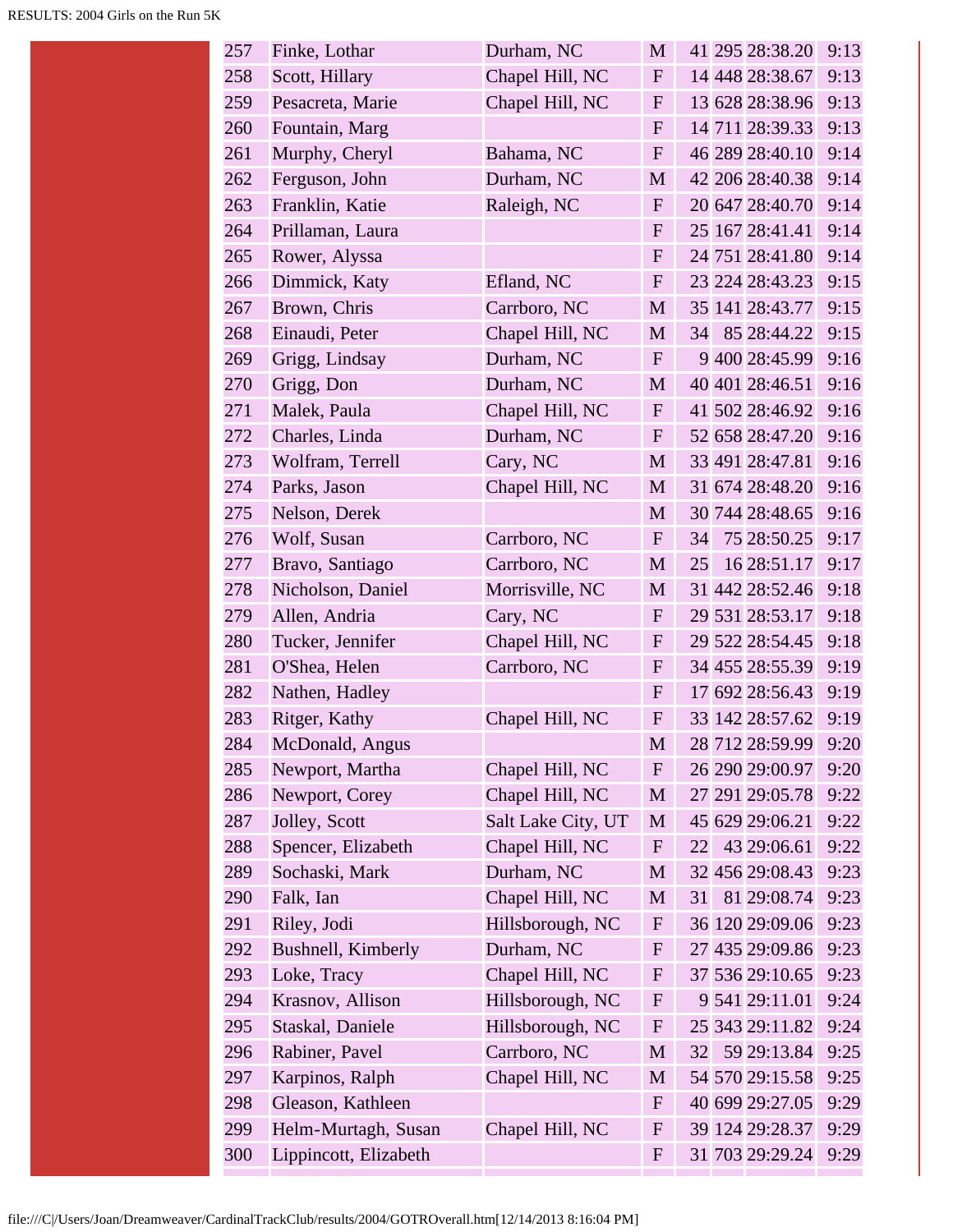| | | | | | | | |
|---|---|---|---|---|---|---|---|
| 257 | Finke, Lothar | Durham, NC | M | 41 | 295 | 28:38.20 | 9:13 |
| 258 | Scott, Hillary | Chapel Hill, NC | F | 14 | 448 | 28:38.67 | 9:13 |
| 259 | Pesacreta, Marie | Chapel Hill, NC | F | 13 | 628 | 28:38.96 | 9:13 |
| 260 | Fountain, Marg | | F | 14 | 711 | 28:39.33 | 9:13 |
| 261 | Murphy, Cheryl | Bahama, NC | F | 46 | 289 | 28:40.10 | 9:14 |
| 262 | Ferguson, John | Durham, NC | M | 42 | 206 | 28:40.38 | 9:14 |
| 263 | Franklin, Katie | Raleigh, NC | F | 20 | 647 | 28:40.70 | 9:14 |
| 264 | Prillaman, Laura | | F | 25 | 167 | 28:41.41 | 9:14 |
| 265 | Rower, Alyssa | | F | 24 | 751 | 28:41.80 | 9:14 |
| 266 | Dimmick, Katy | Efland, NC | F | 23 | 224 | 28:43.23 | 9:15 |
| 267 | Brown, Chris | Carrboro, NC | M | 35 | 141 | 28:43.77 | 9:15 |
| 268 | Einaudi, Peter | Chapel Hill, NC | M | 34 | 85 | 28:44.22 | 9:15 |
| 269 | Grigg, Lindsay | Durham, NC | F | 9 | 400 | 28:45.99 | 9:16 |
| 270 | Grigg, Don | Durham, NC | M | 40 | 401 | 28:46.51 | 9:16 |
| 271 | Malek, Paula | Chapel Hill, NC | F | 41 | 502 | 28:46.92 | 9:16 |
| 272 | Charles, Linda | Durham, NC | F | 52 | 658 | 28:47.20 | 9:16 |
| 273 | Wolfram, Terrell | Cary, NC | M | 33 | 491 | 28:47.81 | 9:16 |
| 274 | Parks, Jason | Chapel Hill, NC | M | 31 | 674 | 28:48.20 | 9:16 |
| 275 | Nelson, Derek | | M | 30 | 744 | 28:48.65 | 9:16 |
| 276 | Wolf, Susan | Carrboro, NC | F | 34 | 75 | 28:50.25 | 9:17 |
| 277 | Bravo, Santiago | Carrboro, NC | M | 25 | 16 | 28:51.17 | 9:17 |
| 278 | Nicholson, Daniel | Morrisville, NC | M | 31 | 442 | 28:52.46 | 9:18 |
| 279 | Allen, Andria | Cary, NC | F | 29 | 531 | 28:53.17 | 9:18 |
| 280 | Tucker, Jennifer | Chapel Hill, NC | F | 29 | 522 | 28:54.45 | 9:18 |
| 281 | O'Shea, Helen | Carrboro, NC | F | 34 | 455 | 28:55.39 | 9:19 |
| 282 | Nathen, Hadley | | F | 17 | 692 | 28:56.43 | 9:19 |
| 283 | Ritger, Kathy | Chapel Hill, NC | F | 33 | 142 | 28:57.62 | 9:19 |
| 284 | McDonald, Angus | | M | 28 | 712 | 28:59.99 | 9:20 |
| 285 | Newport, Martha | Chapel Hill, NC | F | 26 | 290 | 29:00.97 | 9:20 |
| 286 | Newport, Corey | Chapel Hill, NC | M | 27 | 291 | 29:05.78 | 9:22 |
| 287 | Jolley, Scott | Salt Lake City, UT | M | 45 | 629 | 29:06.21 | 9:22 |
| 288 | Spencer, Elizabeth | Chapel Hill, NC | F | 22 | 43 | 29:06.61 | 9:22 |
| 289 | Sochaski, Mark | Durham, NC | M | 32 | 456 | 29:08.43 | 9:23 |
| 290 | Falk, Ian | Chapel Hill, NC | M | 31 | 81 | 29:08.74 | 9:23 |
| 291 | Riley, Jodi | Hillsborough, NC | F | 36 | 120 | 29:09.06 | 9:23 |
| 292 | Bushnell, Kimberly | Durham, NC | F | 27 | 435 | 29:09.86 | 9:23 |
| 293 | Loke, Tracy | Chapel Hill, NC | F | 37 | 536 | 29:10.65 | 9:23 |
| 294 | Krasnov, Allison | Hillsborough, NC | F | 9 | 541 | 29:11.01 | 9:24 |
| 295 | Staskal, Daniele | Hillsborough, NC | F | 25 | 343 | 29:11.82 | 9:24 |
| 296 | Rabiner, Pavel | Carrboro, NC | M | 32 | 59 | 29:13.84 | 9:25 |
| 297 | Karpinos, Ralph | Chapel Hill, NC | M | 54 | 570 | 29:15.58 | 9:25 |
| 298 | Gleason, Kathleen | | F | 40 | 699 | 29:27.05 | 9:29 |
| 299 | Helm-Murtagh, Susan | Chapel Hill, NC | F | 39 | 124 | 29:28.37 | 9:29 |
| 300 | Lippincott, Elizabeth | | F | 31 | 703 | 29:29.24 | 9:29 |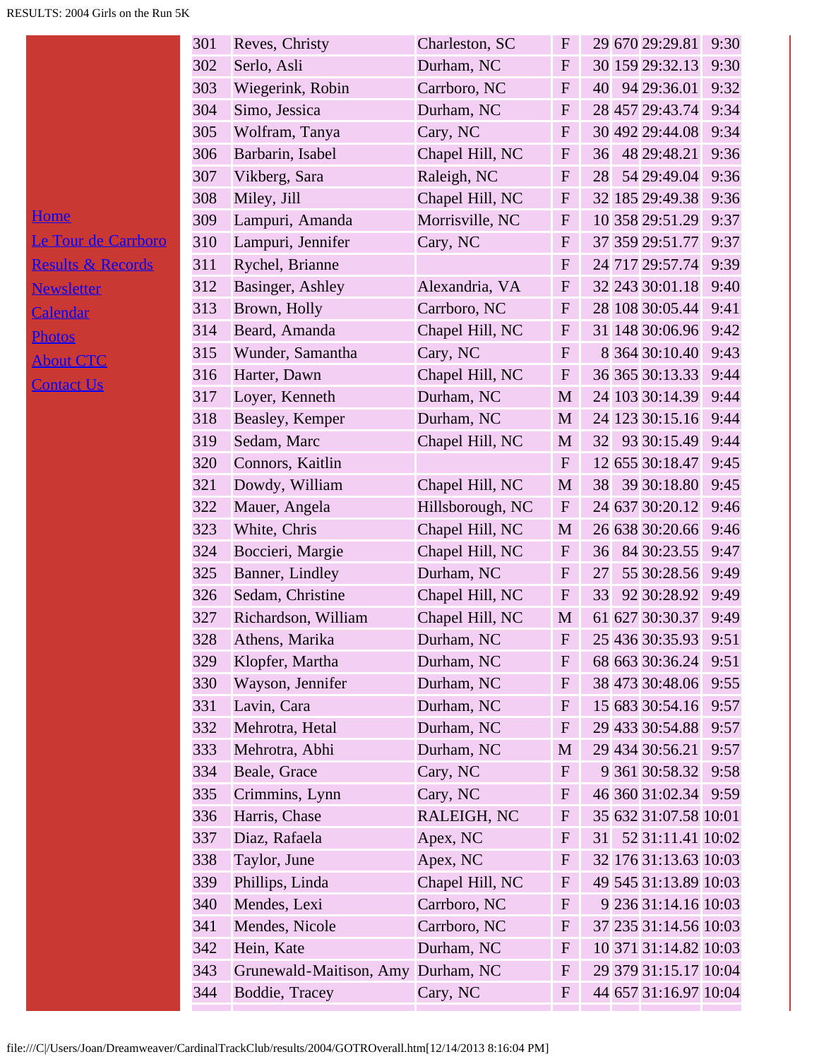- [Home]
- [Le Tour de Carrboro]
- [Results & Records]
- [Newsletter]
- [Calendar]
- [Photos]
- [About CTC]
- [Contact Us]

| | | | | | | | |
|---|---|---|---|---|---|---|---|
| 301 | Reves, Christy | Charleston, SC | F | 29 | 670 | 29:29.81 | 9:30 |
| 302 | Serlo, Asli | Durham, NC | F | 30 | 159 | 29:32.13 | 9:30 |
| 303 | Wiegerink, Robin | Carrboro, NC | F | 40 | 94 | 29:36.01 | 9:32 |
| 304 | Simo, Jessica | Durham, NC | F | 28 | 457 | 29:43.74 | 9:34 |
| 305 | Wolfram, Tanya | Cary, NC | F | 30 | 492 | 29:44.08 | 9:34 |
| 306 | Barbarin, Isabel | Chapel Hill, NC | F | 36 | 48 | 29:48.21 | 9:36 |
| 307 | Vikberg, Sara | Raleigh, NC | F | 28 | 54 | 29:49.04 | 9:36 |
| 308 | Miley, Jill | Chapel Hill, NC | F | 32 | 185 | 29:49.38 | 9:36 |
| 309 | Lampuri, Amanda | Morrisville, NC | F | 10 | 358 | 29:51.29 | 9:37 |
| 310 | Lampuri, Jennifer | Cary, NC | F | 37 | 359 | 29:51.77 | 9:37 |
| 311 | Rychel, Brianne | | F | 24 | 717 | 29:57.74 | 9:39 |
| 312 | Basinger, Ashley | Alexandria, VA | F | 32 | 243 | 30:01.18 | 9:40 |
| 313 | Brown, Holly | Carrboro, NC | F | 28 | 108 | 30:05.44 | 9:41 |
| 314 | Beard, Amanda | Chapel Hill, NC | F | 31 | 148 | 30:06.96 | 9:42 |
| 315 | Wunder, Samantha | Cary, NC | F | 8 | 364 | 30:10.40 | 9:43 |
| 316 | Harter, Dawn | Chapel Hill, NC | F | 36 | 365 | 30:13.33 | 9:44 |
| 317 | Loyer, Kenneth | Durham, NC | M | 24 | 103 | 30:14.39 | 9:44 |
| 318 | Beasley, Kemper | Durham, NC | M | 24 | 123 | 30:15.16 | 9:44 |
| 319 | Sedam, Marc | Chapel Hill, NC | M | 32 | 93 | 30:15.49 | 9:44 |
| 320 | Connors, Kaitlin | | F | 12 | 655 | 30:18.47 | 9:45 |
| 321 | Dowdy, William | Chapel Hill, NC | M | 38 | 39 | 30:18.80 | 9:45 |
| 322 | Mauer, Angela | Hillsborough, NC | F | 24 | 637 | 30:20.12 | 9:46 |
| 323 | White, Chris | Chapel Hill, NC | M | 26 | 638 | 30:20.66 | 9:46 |
| 324 | Boccieri, Margie | Chapel Hill, NC | F | 36 | 84 | 30:23.55 | 9:47 |
| 325 | Banner, Lindley | Durham, NC | F | 27 | 55 | 30:28.56 | 9:49 |
| 326 | Sedam, Christine | Chapel Hill, NC | F | 33 | 92 | 30:28.92 | 9:49 |
| 327 | Richardson, William | Chapel Hill, NC | M | 61 | 627 | 30:30.37 | 9:49 |
| 328 | Athens, Marika | Durham, NC | F | 25 | 436 | 30:35.93 | 9:51 |
| 329 | Klopfer, Martha | Durham, NC | F | 68 | 663 | 30:36.24 | 9:51 |
| 330 | Wayson, Jennifer | Durham, NC | F | 38 | 473 | 30:48.06 | 9:55 |
| 331 | Lavin, Cara | Durham, NC | F | 15 | 683 | 30:54.16 | 9:57 |
| 332 | Mehrotra, Hetal | Durham, NC | F | 29 | 433 | 30:54.88 | 9:57 |
| 333 | Mehrotra, Abhi | Durham, NC | M | 29 | 434 | 30:56.21 | 9:57 |
| 334 | Beale, Grace | Cary, NC | F | 9 | 361 | 30:58.32 | 9:58 |
| 335 | Crimmins, Lynn | Cary, NC | F | 46 | 360 | 31:02.34 | 9:59 |
| 336 | Harris, Chase | RALEIGH, NC | F | 35 | 632 | 31:07.58 | 10:01 |
| 337 | Diaz, Rafaela | Apex, NC | F | 31 | 52 | 31:11.41 | 10:02 |
| 338 | Taylor, June | Apex, NC | F | 32 | 176 | 31:13.63 | 10:03 |
| 339 | Phillips, Linda | Chapel Hill, NC | F | 49 | 545 | 31:13.89 | 10:03 |
| 340 | Mendes, Lexi | Carrboro, NC | F | 9 | 236 | 31:14.16 | 10:03 |
| 341 | Mendes, Nicole | Carrboro, NC | F | 37 | 235 | 31:14.56 | 10:03 |
| 342 | Hein, Kate | Durham, NC | F | 10 | 371 | 31:14.82 | 10:03 |
| 343 | Grunewald-Maitison, Amy | Durham, NC | F | 29 | 379 | 31:15.17 | 10:04 |
| 344 | Boddie, Tracey | Cary, NC | F | 44 | 657 | 31:16.97 | 10:04 |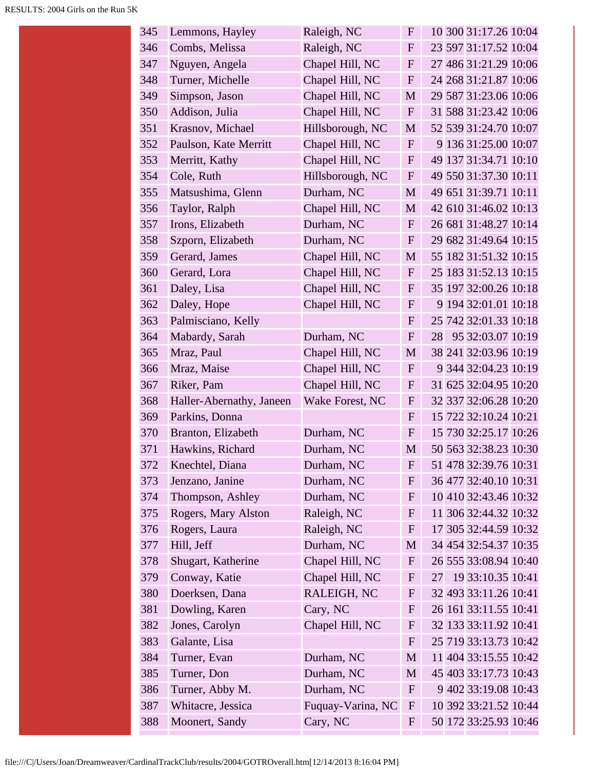| | | | | | | | |
|---|---|---|---|---|---|---|---|
| 345 | Lemmons, Hayley | Raleigh, NC | F | 10 | 300 | 31:17.26 | 10:04 |
| 346 | Combs, Melissa | Raleigh, NC | F | 23 | 597 | 31:17.52 | 10:04 |
| 347 | Nguyen, Angela | Chapel Hill, NC | F | 27 | 486 | 31:21.29 | 10:06 |
| 348 | Turner, Michelle | Chapel Hill, NC | F | 24 | 268 | 31:21.87 | 10:06 |
| 349 | Simpson, Jason | Chapel Hill, NC | M | 29 | 587 | 31:23.06 | 10:06 |
| 350 | Addison, Julia | Chapel Hill, NC | F | 31 | 588 | 31:23.42 | 10:06 |
| 351 | Krasnov, Michael | Hillsborough, NC | M | 52 | 539 | 31:24.70 | 10:07 |
| 352 | Paulson, Kate Merritt | Chapel Hill, NC | F | 9 | 136 | 31:25.00 | 10:07 |
| 353 | Merritt, Kathy | Chapel Hill, NC | F | 49 | 137 | 31:34.71 | 10:10 |
| 354 | Cole, Ruth | Hillsborough, NC | F | 49 | 550 | 31:37.30 | 10:11 |
| 355 | Matsushima, Glenn | Durham, NC | M | 49 | 651 | 31:39.71 | 10:11 |
| 356 | Taylor, Ralph | Chapel Hill, NC | M | 42 | 610 | 31:46.02 | 10:13 |
| 357 | Irons, Elizabeth | Durham, NC | F | 26 | 681 | 31:48.27 | 10:14 |
| 358 | Szporn, Elizabeth | Durham, NC | F | 29 | 682 | 31:49.64 | 10:15 |
| 359 | Gerard, James | Chapel Hill, NC | M | 55 | 182 | 31:51.32 | 10:15 |
| 360 | Gerard, Lora | Chapel Hill, NC | F | 25 | 183 | 31:52.13 | 10:15 |
| 361 | Daley, Lisa | Chapel Hill, NC | F | 35 | 197 | 32:00.26 | 10:18 |
| 362 | Daley, Hope | Chapel Hill, NC | F | 9 | 194 | 32:01.01 | 10:18 |
| 363 | Palmisciano, Kelly | | F | 25 | 742 | 32:01.33 | 10:18 |
| 364 | Mabardy, Sarah | Durham, NC | F | 28 | 95 | 32:03.07 | 10:19 |
| 365 | Mraz, Paul | Chapel Hill, NC | M | 38 | 241 | 32:03.96 | 10:19 |
| 366 | Mraz, Maise | Chapel Hill, NC | F | 9 | 344 | 32:04.23 | 10:19 |
| 367 | Riker, Pam | Chapel Hill, NC | F | 31 | 625 | 32:04.95 | 10:20 |
| 368 | Haller-Abernathy, Janeen | Wake Forest, NC | F | 32 | 337 | 32:06.28 | 10:20 |
| 369 | Parkins, Donna | | F | 15 | 722 | 32:10.24 | 10:21 |
| 370 | Branton, Elizabeth | Durham, NC | F | 15 | 730 | 32:25.17 | 10:26 |
| 371 | Hawkins, Richard | Durham, NC | M | 50 | 563 | 32:38.23 | 10:30 |
| 372 | Knechtel, Diana | Durham, NC | F | 51 | 478 | 32:39.76 | 10:31 |
| 373 | Jenzano, Janine | Durham, NC | F | 36 | 477 | 32:40.10 | 10:31 |
| 374 | Thompson, Ashley | Durham, NC | F | 10 | 410 | 32:43.46 | 10:32 |
| 375 | Rogers, Mary Alston | Raleigh, NC | F | 11 | 306 | 32:44.32 | 10:32 |
| 376 | Rogers, Laura | Raleigh, NC | F | 17 | 305 | 32:44.59 | 10:32 |
| 377 | Hill, Jeff | Durham, NC | M | 34 | 454 | 32:54.37 | 10:35 |
| 378 | Shugart, Katherine | Chapel Hill, NC | F | 26 | 555 | 33:08.94 | 10:40 |
| 379 | Conway, Katie | Chapel Hill, NC | F | 27 | 19 | 33:10.35 | 10:41 |
| 380 | Doerksen, Dana | RALEIGH, NC | F | 32 | 493 | 33:11.26 | 10:41 |
| 381 | Dowling, Karen | Cary, NC | F | 26 | 161 | 33:11.55 | 10:41 |
| 382 | Jones, Carolyn | Chapel Hill, NC | F | 32 | 133 | 33:11.92 | 10:41 |
| 383 | Galante, Lisa | | F | 25 | 719 | 33:13.73 | 10:42 |
| 384 | Turner, Evan | Durham, NC | M | 11 | 404 | 33:15.55 | 10:42 |
| 385 | Turner, Don | Durham, NC | M | 45 | 403 | 33:17.73 | 10:43 |
| 386 | Turner, Abby M. | Durham, NC | F | 9 | 402 | 33:19.08 | 10:43 |
| 387 | Whitacre, Jessica | Fuquay-Varina, NC | F | 10 | 392 | 33:21.52 | 10:44 |
| 388 | Moonert, Sandy | Cary, NC | F | 50 | 172 | 33:25.93 | 10:46 |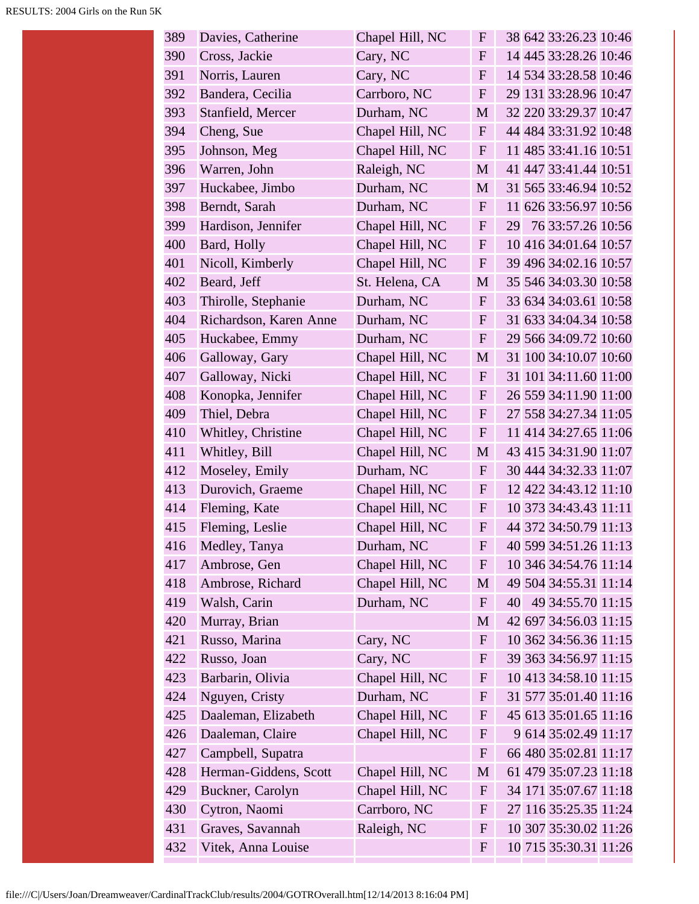| | | | | | | | |
|---|---|---|---|---|---|---|---|
| 389 | Davies, Catherine | Chapel Hill, NC | F | 38 | 642 | 33:26.23 | 10:46 |
| 390 | Cross, Jackie | Cary, NC | F | 14 | 445 | 33:28.26 | 10:46 |
| 391 | Norris, Lauren | Cary, NC | F | 14 | 534 | 33:28.58 | 10:46 |
| 392 | Bandera, Cecilia | Carrboro, NC | F | 29 | 131 | 33:28.96 | 10:47 |
| 393 | Stanfield, Mercer | Durham, NC | M | 32 | 220 | 33:29.37 | 10:47 |
| 394 | Cheng, Sue | Chapel Hill, NC | F | 44 | 484 | 33:31.92 | 10:48 |
| 395 | Johnson, Meg | Chapel Hill, NC | F | 11 | 485 | 33:41.16 | 10:51 |
| 396 | Warren, John | Raleigh, NC | M | 41 | 447 | 33:41.44 | 10:51 |
| 397 | Huckabee, Jimbo | Durham, NC | M | 31 | 565 | 33:46.94 | 10:52 |
| 398 | Berndt, Sarah | Durham, NC | F | 11 | 626 | 33:56.97 | 10:56 |
| 399 | Hardison, Jennifer | Chapel Hill, NC | F | 29 | 76 | 33:57.26 | 10:56 |
| 400 | Bard, Holly | Chapel Hill, NC | F | 10 | 416 | 34:01.64 | 10:57 |
| 401 | Nicoll, Kimberly | Chapel Hill, NC | F | 39 | 496 | 34:02.16 | 10:57 |
| 402 | Beard, Jeff | St. Helena, CA | M | 35 | 546 | 34:03.30 | 10:58 |
| 403 | Thirolle, Stephanie | Durham, NC | F | 33 | 634 | 34:03.61 | 10:58 |
| 404 | Richardson, Karen Anne | Durham, NC | F | 31 | 633 | 34:04.34 | 10:58 |
| 405 | Huckabee, Emmy | Durham, NC | F | 29 | 566 | 34:09.72 | 10:60 |
| 406 | Galloway, Gary | Chapel Hill, NC | M | 31 | 100 | 34:10.07 | 10:60 |
| 407 | Galloway, Nicki | Chapel Hill, NC | F | 31 | 101 | 34:11.60 | 11:00 |
| 408 | Konopka, Jennifer | Chapel Hill, NC | F | 26 | 559 | 34:11.90 | 11:00 |
| 409 | Thiel, Debra | Chapel Hill, NC | F | 27 | 558 | 34:27.34 | 11:05 |
| 410 | Whitley, Christine | Chapel Hill, NC | F | 11 | 414 | 34:27.65 | 11:06 |
| 411 | Whitley, Bill | Chapel Hill, NC | M | 43 | 415 | 34:31.90 | 11:07 |
| 412 | Moseley, Emily | Durham, NC | F | 30 | 444 | 34:32.33 | 11:07 |
| 413 | Durovich, Graeme | Chapel Hill, NC | F | 12 | 422 | 34:43.12 | 11:10 |
| 414 | Fleming, Kate | Chapel Hill, NC | F | 10 | 373 | 34:43.43 | 11:11 |
| 415 | Fleming, Leslie | Chapel Hill, NC | F | 44 | 372 | 34:50.79 | 11:13 |
| 416 | Medley, Tanya | Durham, NC | F | 40 | 599 | 34:51.26 | 11:13 |
| 417 | Ambrose, Gen | Chapel Hill, NC | F | 10 | 346 | 34:54.76 | 11:14 |
| 418 | Ambrose, Richard | Chapel Hill, NC | M | 49 | 504 | 34:55.31 | 11:14 |
| 419 | Walsh, Carin | Durham, NC | F | 40 | 49 | 34:55.70 | 11:15 |
| 420 | Murray, Brian | | M | 42 | 697 | 34:56.03 | 11:15 |
| 421 | Russo, Marina | Cary, NC | F | 10 | 362 | 34:56.36 | 11:15 |
| 422 | Russo, Joan | Cary, NC | F | 39 | 363 | 34:56.97 | 11:15 |
| 423 | Barbarin, Olivia | Chapel Hill, NC | F | 10 | 413 | 34:58.10 | 11:15 |
| 424 | Nguyen, Cristy | Durham, NC | F | 31 | 577 | 35:01.40 | 11:16 |
| 425 | Daaleman, Elizabeth | Chapel Hill, NC | F | 45 | 613 | 35:01.65 | 11:16 |
| 426 | Daaleman, Claire | Chapel Hill, NC | F | 9 | 614 | 35:02.49 | 11:17 |
| 427 | Campbell, Supatra | | F | 66 | 480 | 35:02.81 | 11:17 |
| 428 | Herman-Giddens, Scott | Chapel Hill, NC | M | 61 | 479 | 35:07.23 | 11:18 |
| 429 | Buckner, Carolyn | Chapel Hill, NC | F | 34 | 171 | 35:07.67 | 11:18 |
| 430 | Cytron, Naomi | Carrboro, NC | F | 27 | 116 | 35:25.35 | 11:24 |
| 431 | Graves, Savannah | Raleigh, NC | F | 10 | 307 | 35:30.02 | 11:26 |
| 432 | Vitek, Anna Louise | | F | 10 | 715 | 35:30.31 | 11:26 |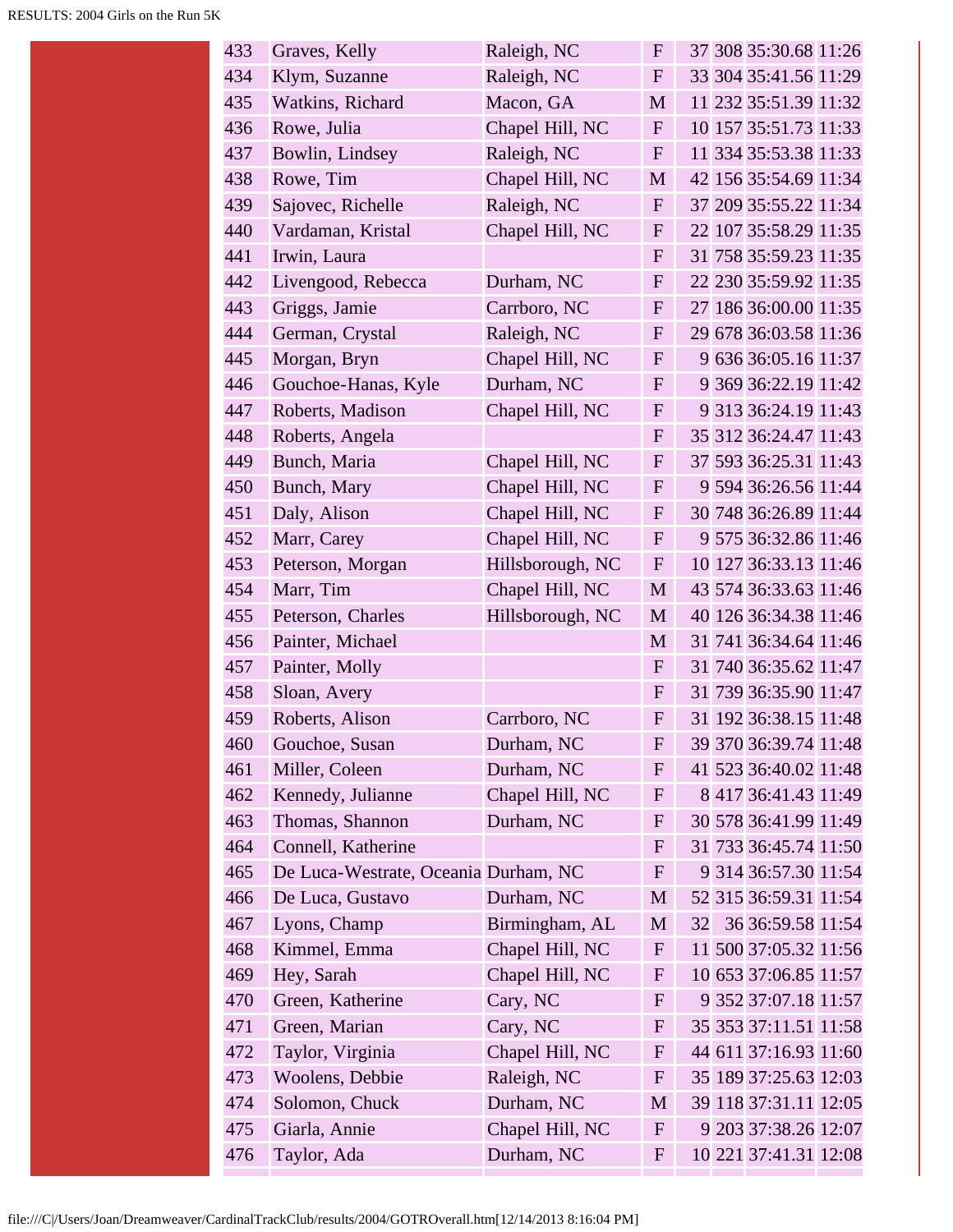| | | | | | | | |
|---|---|---|---|---|---|---|---|
| 433 | Graves, Kelly | Raleigh, NC | F | 37 | 308 | 35:30.68 | 11:26 |
| 434 | Klym, Suzanne | Raleigh, NC | F | 33 | 304 | 35:41.56 | 11:29 |
| 435 | Watkins, Richard | Macon, GA | M | 11 | 232 | 35:51.39 | 11:32 |
| 436 | Rowe, Julia | Chapel Hill, NC | F | 10 | 157 | 35:51.73 | 11:33 |
| 437 | Bowlin, Lindsey | Raleigh, NC | F | 11 | 334 | 35:53.38 | 11:33 |
| 438 | Rowe, Tim | Chapel Hill, NC | M | 42 | 156 | 35:54.69 | 11:34 |
| 439 | Sajovec, Richelle | Raleigh, NC | F | 37 | 209 | 35:55.22 | 11:34 |
| 440 | Vardaman, Kristal | Chapel Hill, NC | F | 22 | 107 | 35:58.29 | 11:35 |
| 441 | Irwin, Laura | | F | 31 | 758 | 35:59.23 | 11:35 |
| 442 | Livengood, Rebecca | Durham, NC | F | 22 | 230 | 35:59.92 | 11:35 |
| 443 | Griggs, Jamie | Carrboro, NC | F | 27 | 186 | 36:00.00 | 11:35 |
| 444 | German, Crystal | Raleigh, NC | F | 29 | 678 | 36:03.58 | 11:36 |
| 445 | Morgan, Bryn | Chapel Hill, NC | F | 9 | 636 | 36:05.16 | 11:37 |
| 446 | Gouchoe-Hanas, Kyle | Durham, NC | F | 9 | 369 | 36:22.19 | 11:42 |
| 447 | Roberts, Madison | Chapel Hill, NC | F | 9 | 313 | 36:24.19 | 11:43 |
| 448 | Roberts, Angela | | F | 35 | 312 | 36:24.47 | 11:43 |
| 449 | Bunch, Maria | Chapel Hill, NC | F | 37 | 593 | 36:25.31 | 11:43 |
| 450 | Bunch, Mary | Chapel Hill, NC | F | 9 | 594 | 36:26.56 | 11:44 |
| 451 | Daly, Alison | Chapel Hill, NC | F | 30 | 748 | 36:26.89 | 11:44 |
| 452 | Marr, Carey | Chapel Hill, NC | F | 9 | 575 | 36:32.86 | 11:46 |
| 453 | Peterson, Morgan | Hillsborough, NC | F | 10 | 127 | 36:33.13 | 11:46 |
| 454 | Marr, Tim | Chapel Hill, NC | M | 43 | 574 | 36:33.63 | 11:46 |
| 455 | Peterson, Charles | Hillsborough, NC | M | 40 | 126 | 36:34.38 | 11:46 |
| 456 | Painter, Michael | | M | 31 | 741 | 36:34.64 | 11:46 |
| 457 | Painter, Molly | | F | 31 | 740 | 36:35.62 | 11:47 |
| 458 | Sloan, Avery | | F | 31 | 739 | 36:35.90 | 11:47 |
| 459 | Roberts, Alison | Carrboro, NC | F | 31 | 192 | 36:38.15 | 11:48 |
| 460 | Gouchoe, Susan | Durham, NC | F | 39 | 370 | 36:39.74 | 11:48 |
| 461 | Miller, Coleen | Durham, NC | F | 41 | 523 | 36:40.02 | 11:48 |
| 462 | Kennedy, Julianne | Chapel Hill, NC | F | 8 | 417 | 36:41.43 | 11:49 |
| 463 | Thomas, Shannon | Durham, NC | F | 30 | 578 | 36:41.99 | 11:49 |
| 464 | Connell, Katherine | | F | 31 | 733 | 36:45.74 | 11:50 |
| 465 | De Luca-Westrate, Oceania | Durham, NC | F | 9 | 314 | 36:57.30 | 11:54 |
| 466 | De Luca, Gustavo | Durham, NC | M | 52 | 315 | 36:59.31 | 11:54 |
| 467 | Lyons, Champ | Birmingham, AL | M | 32 | 36 | 36:59.58 | 11:54 |
| 468 | Kimmel, Emma | Chapel Hill, NC | F | 11 | 500 | 37:05.32 | 11:56 |
| 469 | Hey, Sarah | Chapel Hill, NC | F | 10 | 653 | 37:06.85 | 11:57 |
| 470 | Green, Katherine | Cary, NC | F | 9 | 352 | 37:07.18 | 11:57 |
| 471 | Green, Marian | Cary, NC | F | 35 | 353 | 37:11.51 | 11:58 |
| 472 | Taylor, Virginia | Chapel Hill, NC | F | 44 | 611 | 37:16.93 | 11:60 |
| 473 | Woolens, Debbie | Raleigh, NC | F | 35 | 189 | 37:25.63 | 12:03 |
| 474 | Solomon, Chuck | Durham, NC | M | 39 | 118 | 37:31.11 | 12:05 |
| 475 | Giarla, Annie | Chapel Hill, NC | F | 9 | 203 | 37:38.26 | 12:07 |
| 476 | Taylor, Ada | Durham, NC | F | 10 | 221 | 37:41.31 | 12:08 |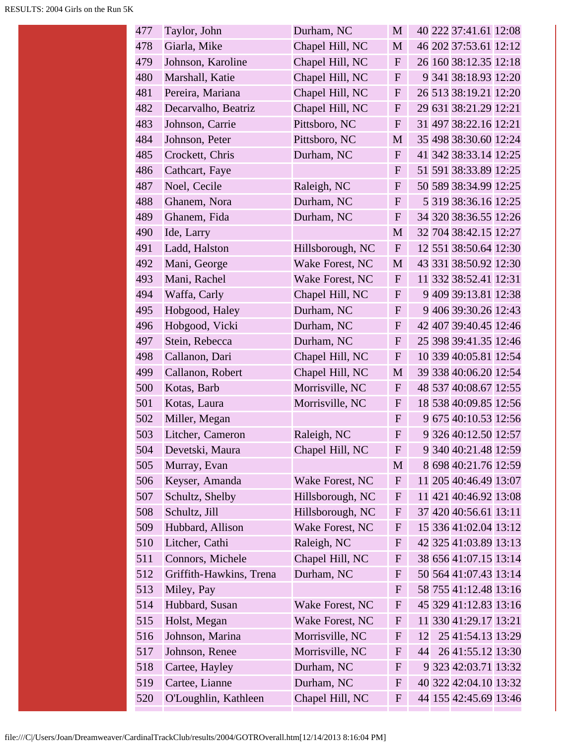| | | | | | | | |
|---|---|---|---|---|---|---|---|
| 477 | Taylor, John | Durham, NC | M | 40 | 222 | 37:41.61 | 12:08 |
| 478 | Giarla, Mike | Chapel Hill, NC | M | 46 | 202 | 37:53.61 | 12:12 |
| 479 | Johnson, Karoline | Chapel Hill, NC | F | 26 | 160 | 38:12.35 | 12:18 |
| 480 | Marshall, Katie | Chapel Hill, NC | F | 9 | 341 | 38:18.93 | 12:20 |
| 481 | Pereira, Mariana | Chapel Hill, NC | F | 26 | 513 | 38:19.21 | 12:20 |
| 482 | Decarvalho, Beatriz | Chapel Hill, NC | F | 29 | 631 | 38:21.29 | 12:21 |
| 483 | Johnson, Carrie | Pittsboro, NC | F | 31 | 497 | 38:22.16 | 12:21 |
| 484 | Johnson, Peter | Pittsboro, NC | M | 35 | 498 | 38:30.60 | 12:24 |
| 485 | Crockett, Chris | Durham, NC | F | 41 | 342 | 38:33.14 | 12:25 |
| 486 | Cathcart, Faye | | F | 51 | 591 | 38:33.89 | 12:25 |
| 487 | Noel, Cecile | Raleigh, NC | F | 50 | 589 | 38:34.99 | 12:25 |
| 488 | Ghanem, Nora | Durham, NC | F | 5 | 319 | 38:36.16 | 12:25 |
| 489 | Ghanem, Fida | Durham, NC | F | 34 | 320 | 38:36.55 | 12:26 |
| 490 | Ide, Larry | | M | 32 | 704 | 38:42.15 | 12:27 |
| 491 | Ladd, Halston | Hillsborough, NC | F | 12 | 551 | 38:50.64 | 12:30 |
| 492 | Mani, George | Wake Forest, NC | M | 43 | 331 | 38:50.92 | 12:30 |
| 493 | Mani, Rachel | Wake Forest, NC | F | 11 | 332 | 38:52.41 | 12:31 |
| 494 | Waffa, Carly | Chapel Hill, NC | F | 9 | 409 | 39:13.81 | 12:38 |
| 495 | Hobgood, Haley | Durham, NC | F | 9 | 406 | 39:30.26 | 12:43 |
| 496 | Hobgood, Vicki | Durham, NC | F | 42 | 407 | 39:40.45 | 12:46 |
| 497 | Stein, Rebecca | Durham, NC | F | 25 | 398 | 39:41.35 | 12:46 |
| 498 | Callanon, Dari | Chapel Hill, NC | F | 10 | 339 | 40:05.81 | 12:54 |
| 499 | Callanon, Robert | Chapel Hill, NC | M | 39 | 338 | 40:06.20 | 12:54 |
| 500 | Kotas, Barb | Morrisville, NC | F | 48 | 537 | 40:08.67 | 12:55 |
| 501 | Kotas, Laura | Morrisville, NC | F | 18 | 538 | 40:09.85 | 12:56 |
| 502 | Miller, Megan | | F | 9 | 675 | 40:10.53 | 12:56 |
| 503 | Litcher, Cameron | Raleigh, NC | F | 9 | 326 | 40:12.50 | 12:57 |
| 504 | Devetski, Maura | Chapel Hill, NC | F | 9 | 340 | 40:21.48 | 12:59 |
| 505 | Murray, Evan | | M | 8 | 698 | 40:21.76 | 12:59 |
| 506 | Keyser, Amanda | Wake Forest, NC | F | 11 | 205 | 40:46.49 | 13:07 |
| 507 | Schultz, Shelby | Hillsborough, NC | F | 11 | 421 | 40:46.92 | 13:08 |
| 508 | Schultz, Jill | Hillsborough, NC | F | 37 | 420 | 40:56.61 | 13:11 |
| 509 | Hubbard, Allison | Wake Forest, NC | F | 15 | 336 | 41:02.04 | 13:12 |
| 510 | Litcher, Cathi | Raleigh, NC | F | 42 | 325 | 41:03.89 | 13:13 |
| 511 | Connors, Michele | Chapel Hill, NC | F | 38 | 656 | 41:07.15 | 13:14 |
| 512 | Griffith-Hawkins, Trena | Durham, NC | F | 50 | 564 | 41:07.43 | 13:14 |
| 513 | Miley, Pay | | F | 58 | 755 | 41:12.48 | 13:16 |
| 514 | Hubbard, Susan | Wake Forest, NC | F | 45 | 329 | 41:12.83 | 13:16 |
| 515 | Holst, Megan | Wake Forest, NC | F | 11 | 330 | 41:29.17 | 13:21 |
| 516 | Johnson, Marina | Morrisville, NC | F | 12 | 25 | 41:54.13 | 13:29 |
| 517 | Johnson, Renee | Morrisville, NC | F | 44 | 26 | 41:55.12 | 13:30 |
| 518 | Cartee, Hayley | Durham, NC | F | 9 | 323 | 42:03.71 | 13:32 |
| 519 | Cartee, Lianne | Durham, NC | F | 40 | 322 | 42:04.10 | 13:32 |
| 520 | O'Loughlin, Kathleen | Chapel Hill, NC | F | 44 | 155 | 42:45.69 | 13:46 |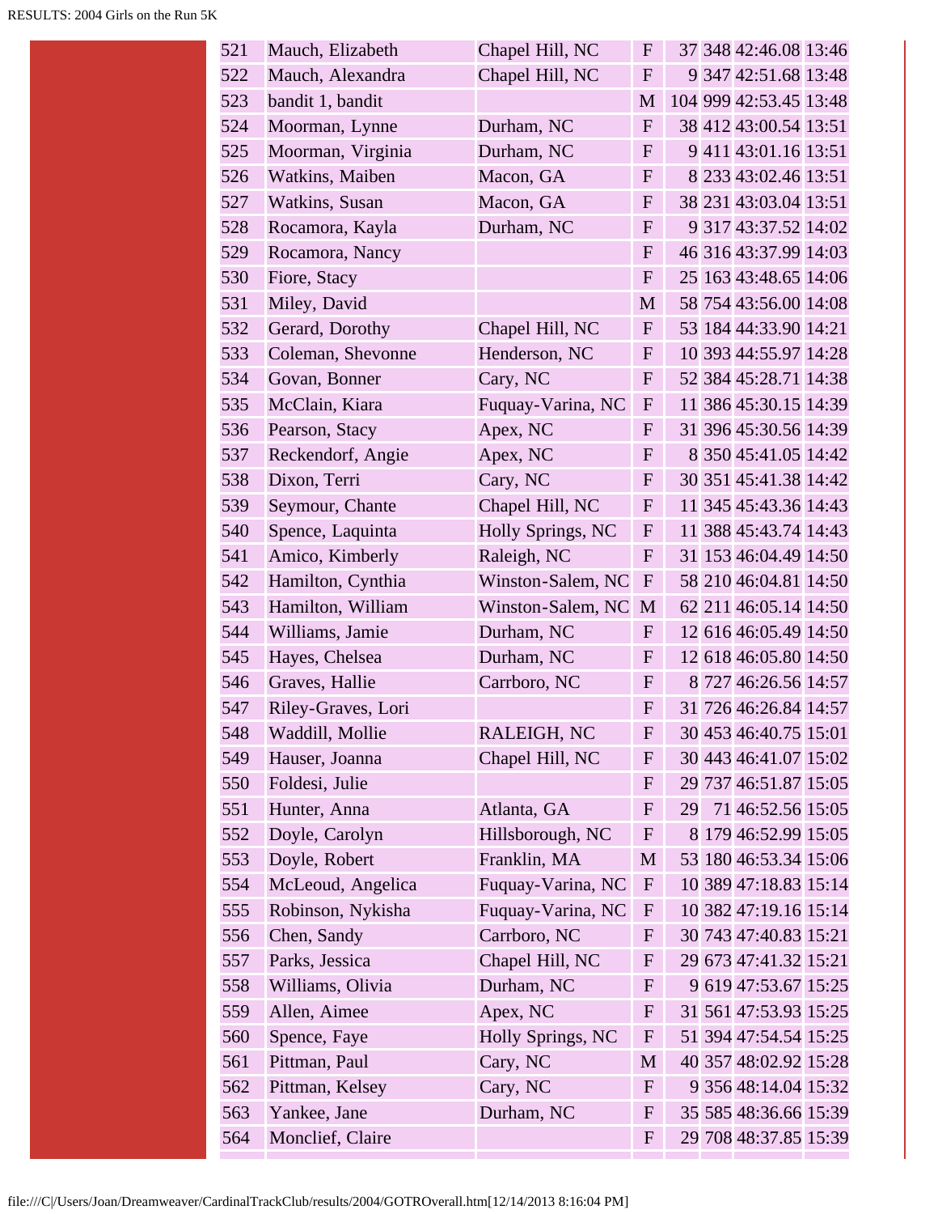| | | | | | | | |
|---|---|---|---|---|---|---|---|
| 521 | Mauch, Elizabeth | Chapel Hill, NC | F | 37 | 348 | 42:46.08 | 13:46 |
| 522 | Mauch, Alexandra | Chapel Hill, NC | F | 9 | 347 | 42:51.68 | 13:48 |
| 523 | bandit 1, bandit | | M | 104 | 999 | 42:53.45 | 13:48 |
| 524 | Moorman, Lynne | Durham, NC | F | 38 | 412 | 43:00.54 | 13:51 |
| 525 | Moorman, Virginia | Durham, NC | F | 9 | 411 | 43:01.16 | 13:51 |
| 526 | Watkins, Maiben | Macon, GA | F | 8 | 233 | 43:02.46 | 13:51 |
| 527 | Watkins, Susan | Macon, GA | F | 38 | 231 | 43:03.04 | 13:51 |
| 528 | Rocamora, Kayla | Durham, NC | F | 9 | 317 | 43:37.52 | 14:02 |
| 529 | Rocamora, Nancy | | F | 46 | 316 | 43:37.99 | 14:03 |
| 530 | Fiore, Stacy | | F | 25 | 163 | 43:48.65 | 14:06 |
| 531 | Miley, David | | M | 58 | 754 | 43:56.00 | 14:08 |
| 532 | Gerard, Dorothy | Chapel Hill, NC | F | 53 | 184 | 44:33.90 | 14:21 |
| 533 | Coleman, Shevonne | Henderson, NC | F | 10 | 393 | 44:55.97 | 14:28 |
| 534 | Govan, Bonner | Cary, NC | F | 52 | 384 | 45:28.71 | 14:38 |
| 535 | McClain, Kiara | Fuquay-Varina, NC | F | 11 | 386 | 45:30.15 | 14:39 |
| 536 | Pearson, Stacy | Apex, NC | F | 31 | 396 | 45:30.56 | 14:39 |
| 537 | Reckendorf, Angie | Apex, NC | F | 8 | 350 | 45:41.05 | 14:42 |
| 538 | Dixon, Terri | Cary, NC | F | 30 | 351 | 45:41.38 | 14:42 |
| 539 | Seymour, Chante | Chapel Hill, NC | F | 11 | 345 | 45:43.36 | 14:43 |
| 540 | Spence, Laquinta | Holly Springs, NC | F | 11 | 388 | 45:43.74 | 14:43 |
| 541 | Amico, Kimberly | Raleigh, NC | F | 31 | 153 | 46:04.49 | 14:50 |
| 542 | Hamilton, Cynthia | Winston-Salem, NC | F | 58 | 210 | 46:04.81 | 14:50 |
| 543 | Hamilton, William | Winston-Salem, NC | M | 62 | 211 | 46:05.14 | 14:50 |
| 544 | Williams, Jamie | Durham, NC | F | 12 | 616 | 46:05.49 | 14:50 |
| 545 | Hayes, Chelsea | Durham, NC | F | 12 | 618 | 46:05.80 | 14:50 |
| 546 | Graves, Hallie | Carrboro, NC | F | 8 | 727 | 46:26.56 | 14:57 |
| 547 | Riley-Graves, Lori | | F | 31 | 726 | 46:26.84 | 14:57 |
| 548 | Waddill, Mollie | RALEIGH, NC | F | 30 | 453 | 46:40.75 | 15:01 |
| 549 | Hauser, Joanna | Chapel Hill, NC | F | 30 | 443 | 46:41.07 | 15:02 |
| 550 | Foldesi, Julie | | F | 29 | 737 | 46:51.87 | 15:05 |
| 551 | Hunter, Anna | Atlanta, GA | F | 29 | 71 | 46:52.56 | 15:05 |
| 552 | Doyle, Carolyn | Hillsborough, NC | F | 8 | 179 | 46:52.99 | 15:05 |
| 553 | Doyle, Robert | Franklin, MA | M | 53 | 180 | 46:53.34 | 15:06 |
| 554 | McLeoud, Angelica | Fuquay-Varina, NC | F | 10 | 389 | 47:18.83 | 15:14 |
| 555 | Robinson, Nykisha | Fuquay-Varina, NC | F | 10 | 382 | 47:19.16 | 15:14 |
| 556 | Chen, Sandy | Carrboro, NC | F | 30 | 743 | 47:40.83 | 15:21 |
| 557 | Parks, Jessica | Chapel Hill, NC | F | 29 | 673 | 47:41.32 | 15:21 |
| 558 | Williams, Olivia | Durham, NC | F | 9 | 619 | 47:53.67 | 15:25 |
| 559 | Allen, Aimee | Apex, NC | F | 31 | 561 | 47:53.93 | 15:25 |
| 560 | Spence, Faye | Holly Springs, NC | F | 51 | 394 | 47:54.54 | 15:25 |
| 561 | Pittman, Paul | Cary, NC | M | 40 | 357 | 48:02.92 | 15:28 |
| 562 | Pittman, Kelsey | Cary, NC | F | 9 | 356 | 48:14.04 | 15:32 |
| 563 | Yankee, Jane | Durham, NC | F | 35 | 585 | 48:36.66 | 15:39 |
| 564 | Monclief, Claire | | F | 29 | 708 | 48:37.85 | 15:39 |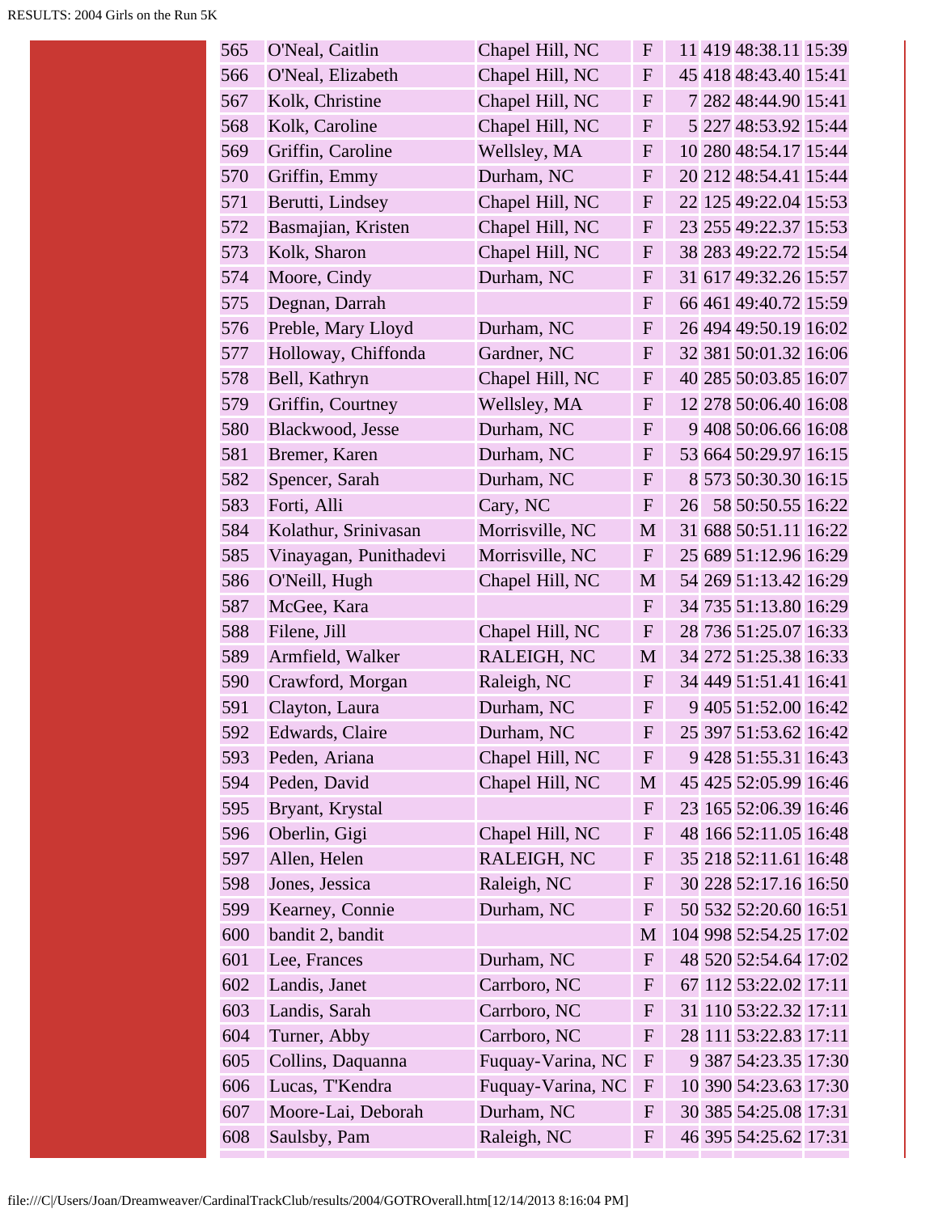| | | | | | | | |
|---|---|---|---|---|---|---|---|
| 565 | O'Neal, Caitlin | Chapel Hill, NC | F | 11 | 419 | 48:38.11 | 15:39 |
| 566 | O'Neal, Elizabeth | Chapel Hill, NC | F | 45 | 418 | 48:43.40 | 15:41 |
| 567 | Kolk, Christine | Chapel Hill, NC | F | 7 | 282 | 48:44.90 | 15:41 |
| 568 | Kolk, Caroline | Chapel Hill, NC | F | 5 | 227 | 48:53.92 | 15:44 |
| 569 | Griffin, Caroline | Wellsley, MA | F | 10 | 280 | 48:54.17 | 15:44 |
| 570 | Griffin, Emmy | Durham, NC | F | 20 | 212 | 48:54.41 | 15:44 |
| 571 | Berutti, Lindsey | Chapel Hill, NC | F | 22 | 125 | 49:22.04 | 15:53 |
| 572 | Basmajian, Kristen | Chapel Hill, NC | F | 23 | 255 | 49:22.37 | 15:53 |
| 573 | Kolk, Sharon | Chapel Hill, NC | F | 38 | 283 | 49:22.72 | 15:54 |
| 574 | Moore, Cindy | Durham, NC | F | 31 | 617 | 49:32.26 | 15:57 |
| 575 | Degnan, Darrah | | F | 66 | 461 | 49:40.72 | 15:59 |
| 576 | Preble, Mary Lloyd | Durham, NC | F | 26 | 494 | 49:50.19 | 16:02 |
| 577 | Holloway, Chiffonda | Gardner, NC | F | 32 | 381 | 50:01.32 | 16:06 |
| 578 | Bell, Kathryn | Chapel Hill, NC | F | 40 | 285 | 50:03.85 | 16:07 |
| 579 | Griffin, Courtney | Wellsley, MA | F | 12 | 278 | 50:06.40 | 16:08 |
| 580 | Blackwood, Jesse | Durham, NC | F | 9 | 408 | 50:06.66 | 16:08 |
| 581 | Bremer, Karen | Durham, NC | F | 53 | 664 | 50:29.97 | 16:15 |
| 582 | Spencer, Sarah | Durham, NC | F | 8 | 573 | 50:30.30 | 16:15 |
| 583 | Forti, Alli | Cary, NC | F | 26 | 58 | 50:50.55 | 16:22 |
| 584 | Kolathur, Srinivasan | Morrisville, NC | M | 31 | 688 | 50:51.11 | 16:22 |
| 585 | Vinayagan, Punithadevi | Morrisville, NC | F | 25 | 689 | 51:12.96 | 16:29 |
| 586 | O'Neill, Hugh | Chapel Hill, NC | M | 54 | 269 | 51:13.42 | 16:29 |
| 587 | McGee, Kara | | F | 34 | 735 | 51:13.80 | 16:29 |
| 588 | Filene, Jill | Chapel Hill, NC | F | 28 | 736 | 51:25.07 | 16:33 |
| 589 | Armfield, Walker | RALEIGH, NC | M | 34 | 272 | 51:25.38 | 16:33 |
| 590 | Crawford, Morgan | Raleigh, NC | F | 34 | 449 | 51:51.41 | 16:41 |
| 591 | Clayton, Laura | Durham, NC | F | 9 | 405 | 51:52.00 | 16:42 |
| 592 | Edwards, Claire | Durham, NC | F | 25 | 397 | 51:53.62 | 16:42 |
| 593 | Peden, Ariana | Chapel Hill, NC | F | 9 | 428 | 51:55.31 | 16:43 |
| 594 | Peden, David | Chapel Hill, NC | M | 45 | 425 | 52:05.99 | 16:46 |
| 595 | Bryant, Krystal | | F | 23 | 165 | 52:06.39 | 16:46 |
| 596 | Oberlin, Gigi | Chapel Hill, NC | F | 48 | 166 | 52:11.05 | 16:48 |
| 597 | Allen, Helen | RALEIGH, NC | F | 35 | 218 | 52:11.61 | 16:48 |
| 598 | Jones, Jessica | Raleigh, NC | F | 30 | 228 | 52:17.16 | 16:50 |
| 599 | Kearney, Connie | Durham, NC | F | 50 | 532 | 52:20.60 | 16:51 |
| 600 | bandit 2, bandit | | M | 104 | 998 | 52:54.25 | 17:02 |
| 601 | Lee, Frances | Durham, NC | F | 48 | 520 | 52:54.64 | 17:02 |
| 602 | Landis, Janet | Carrboro, NC | F | 67 | 112 | 53:22.02 | 17:11 |
| 603 | Landis, Sarah | Carrboro, NC | F | 31 | 110 | 53:22.32 | 17:11 |
| 604 | Turner, Abby | Carrboro, NC | F | 28 | 111 | 53:22.83 | 17:11 |
| 605 | Collins, Daquanna | Fuquay-Varina, NC | F | 9 | 387 | 54:23.35 | 17:30 |
| 606 | Lucas, T'Kendra | Fuquay-Varina, NC | F | 10 | 390 | 54:23.63 | 17:30 |
| 607 | Moore-Lai, Deborah | Durham, NC | F | 30 | 385 | 54:25.08 | 17:31 |
| 608 | Saulsby, Pam | Raleigh, NC | F | 46 | 395 | 54:25.62 | 17:31 |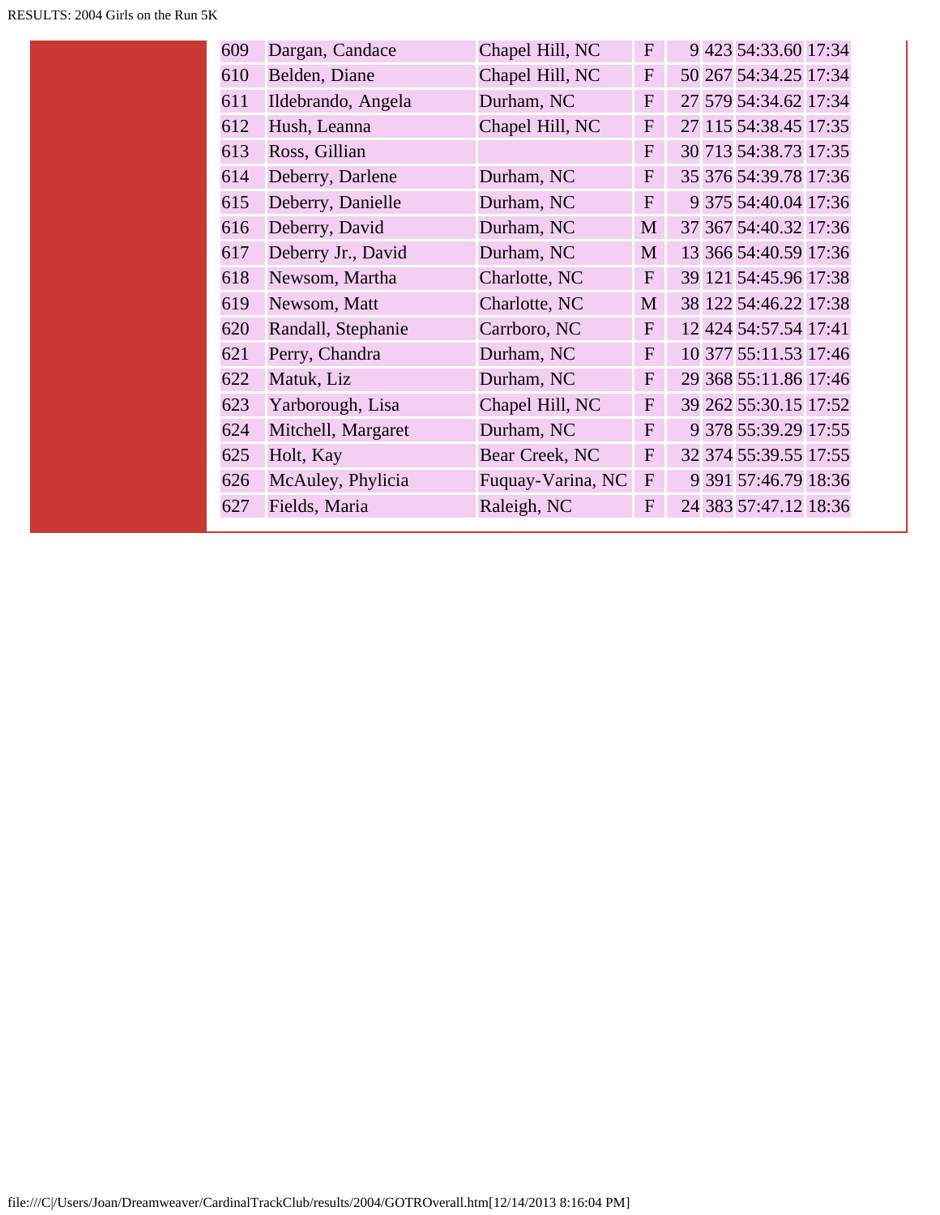| | | | | | | | |
|---|---|---|---|---|---|---|---|
| 609 | Dargan, Candace | Chapel Hill, NC | F | 9 | 423 | 54:33.60 | 17:34 |
| 610 | Belden, Diane | Chapel Hill, NC | F | 50 | 267 | 54:34.25 | 17:34 |
| 611 | Ildebrando, Angela | Durham, NC | F | 27 | 579 | 54:34.62 | 17:34 |
| 612 | Hush, Leanna | Chapel Hill, NC | F | 27 | 115 | 54:38.45 | 17:35 |
| 613 | Ross, Gillian | | F | 30 | 713 | 54:38.73 | 17:35 |
| 614 | Deberry, Darlene | Durham, NC | F | 35 | 376 | 54:39.78 | 17:36 |
| 615 | Deberry, Danielle | Durham, NC | F | 9 | 375 | 54:40.04 | 17:36 |
| 616 | Deberry, David | Durham, NC | M | 37 | 367 | 54:40.32 | 17:36 |
| 617 | Deberry Jr., David | Durham, NC | M | 13 | 366 | 54:40.59 | 17:36 |
| 618 | Newsom, Martha | Charlotte, NC | F | 39 | 121 | 54:45.96 | 17:38 |
| 619 | Newsom, Matt | Charlotte, NC | M | 38 | 122 | 54:46.22 | 17:38 |
| 620 | Randall, Stephanie | Carrboro, NC | F | 12 | 424 | 54:57.54 | 17:41 |
| 621 | Perry, Chandra | Durham, NC | F | 10 | 377 | 55:11.53 | 17:46 |
| 622 | Matuk, Liz | Durham, NC | F | 29 | 368 | 55:11.86 | 17:46 |
| 623 | Yarborough, Lisa | Chapel Hill, NC | F | 39 | 262 | 55:30.15 | 17:52 |
| 624 | Mitchell, Margaret | Durham, NC | F | 9 | 378 | 55:39.29 | 17:55 |
| 625 | Holt, Kay | Bear Creek, NC | F | 32 | 374 | 55:39.55 | 17:55 |
| 626 | McAuley, Phylicia | Fuquay-Varina, NC | F | 9 | 391 | 57:46.79 | 18:36 |
| 627 | Fields, Maria | Raleigh, NC | F | 24 | 383 | 57:47.12 | 18:36 |